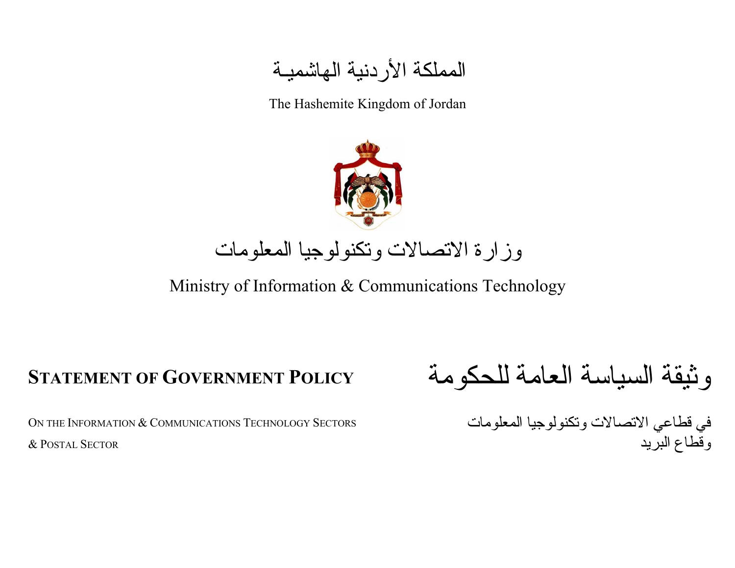المملكة الأردنية الهاشميـة

The Hashemite Kingdom of Jordan

وزارة الاتصالات وتكنولوجيا المعلومات

Ministry of Information & Communications Technology

# وثيقة السياسة العامة للحكومة

في قطاعي الاتصالات وتكنولوجيا المعلومات
وقطاع البريد

# STATEMENT OF GOVERNMENT POLICY

ON THE INFORMATION & COMMUNICATIONS TECHNOLOGY SECTORS
& POSTAL SECTOR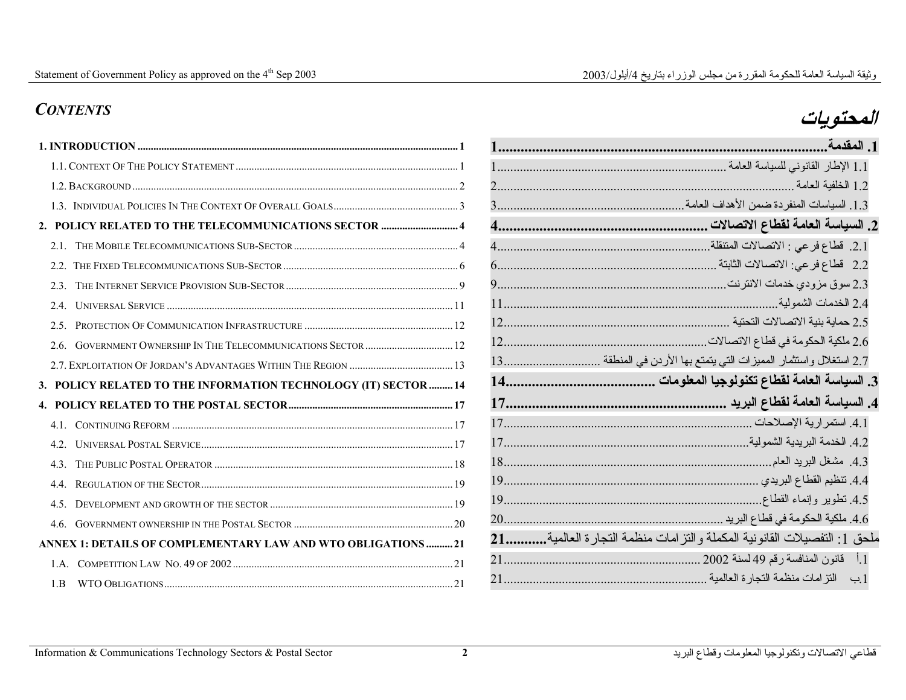## *CONTENTS*

1. INTRODUCTION ........ 1
   - 1.1. CONTEXT OF THE POLICY STATEMENT ........ 1
   - 1.2. BACKGROUND ........ 2
   - 1.3. INDIVIDUAL POLICIES IN THE CONTEXT OF OVERALL GOALS ........ 3
2. POLICY RELATED TO THE TELECOMMUNICATIONS SECTOR ........ 4
   - 2.1. THE MOBILE TELECOMMUNICATIONS SUB-SECTOR ........ 4
   - 2.2. THE FIXED TELECOMMUNICATIONS SUB-SECTOR ........ 6
   - 2.3. THE INTERNET SERVICE PROVISION SUB-SECTOR ........ 9
   - 2.4. UNIVERSAL SERVICE ........ 11
   - 2.5. PROTECTION OF COMMUNICATION INFRASTRUCTURE ........ 12
   - 2.6. GOVERNMENT OWNERSHIP IN THE TELECOMMUNICATIONS SECTOR ........ 12
   - 2.7. EXPLOITATION OF JORDAN'S ADVANTAGES WITHIN THE REGION ........ 13
3. POLICY RELATED TO THE INFORMATION TECHNOLOGY (IT) SECTOR ........ 14
4. POLICY RELATED TO THE POSTAL SECTOR ........ 17
   - 4.1. CONTINUING REFORM ........ 17
   - 4.2. UNIVERSAL POSTAL SERVICE ........ 17
   - 4.3. THE PUBLIC POSTAL OPERATOR ........ 18
   - 4.4. REGULATION OF THE SECTOR ........ 19
   - 4.5. DEVELOPMENT AND GROWTH OF THE SECTOR ........ 19
   - 4.6. GOVERNMENT OWNERSHIP IN THE POSTAL SECTOR ........ 20

ANNEX 1: DETAILS OF COMPLEMENTARY LAW AND WTO OBLIGATIONS ........ 21
   - 1.A. COMPETITION LAW NO. 49 OF 2002 ........ 21
   - 1.B WTO OBLIGATIONS ........ 21

## *المحتويات*

1. المقدمة ........ 1
   - 1.1 الإطار القانوني للسياسة العامة ........ 1
   - 1.2 الخلفية العامة ........ 2
   - 1.3. السياسات المنفردة ضمن الأهداف العامة ........ 3
2. السياسة العامة لقطاع الاتصالات ........ 4
   - 2.1. قطاع فرعي : الاتصالات المتنقلة ........ 4
   - 2.2 قطاع فرعي: الاتصالات الثابتة ........ 6
   - 2.3 سوق مزودي خدمات الانترنت ........ 9
   - 2.4 الخدمات الشمولية ........ 11
   - 2.5 حماية بنية الاتصالات التحتية ........ 12
   - 2.6 ملكية الحكومة في قطاع الاتصالات ........ 12
   - 2.7 استغلال واستثمار المميزات التي يتمتع بها الأردن في المنطقة ........ 13
3. السياسة العامة لقطاع تكنولوجيا المعلومات ........ 14
4. السياسة العامة لقطاع البريد ........ 17
   - 4.1. استمرارية الإصلاحات ........ 17
   - 4.2. الخدمة البريدية الشمولية ........ 17
   - 4.3. مشغل البريد العام ........ 18
   - 4.4. تنظيم القطاع البريدي ........ 19
   - 4.5. تطوير وإنماء القطاع ........ 19
   - 4.6. ملكية الحكومة في قطاع البريد ........ 20

ملحق 1: التفصيلات القانونية المكملة والتزامات منظمة التجارة العالمية ........ 21
   - 1.أ قانون المنافسة رقم 49 لسنة 2002 ........ 21
   - 1.ب التزامات منظمة التجارة العالمية ........ 21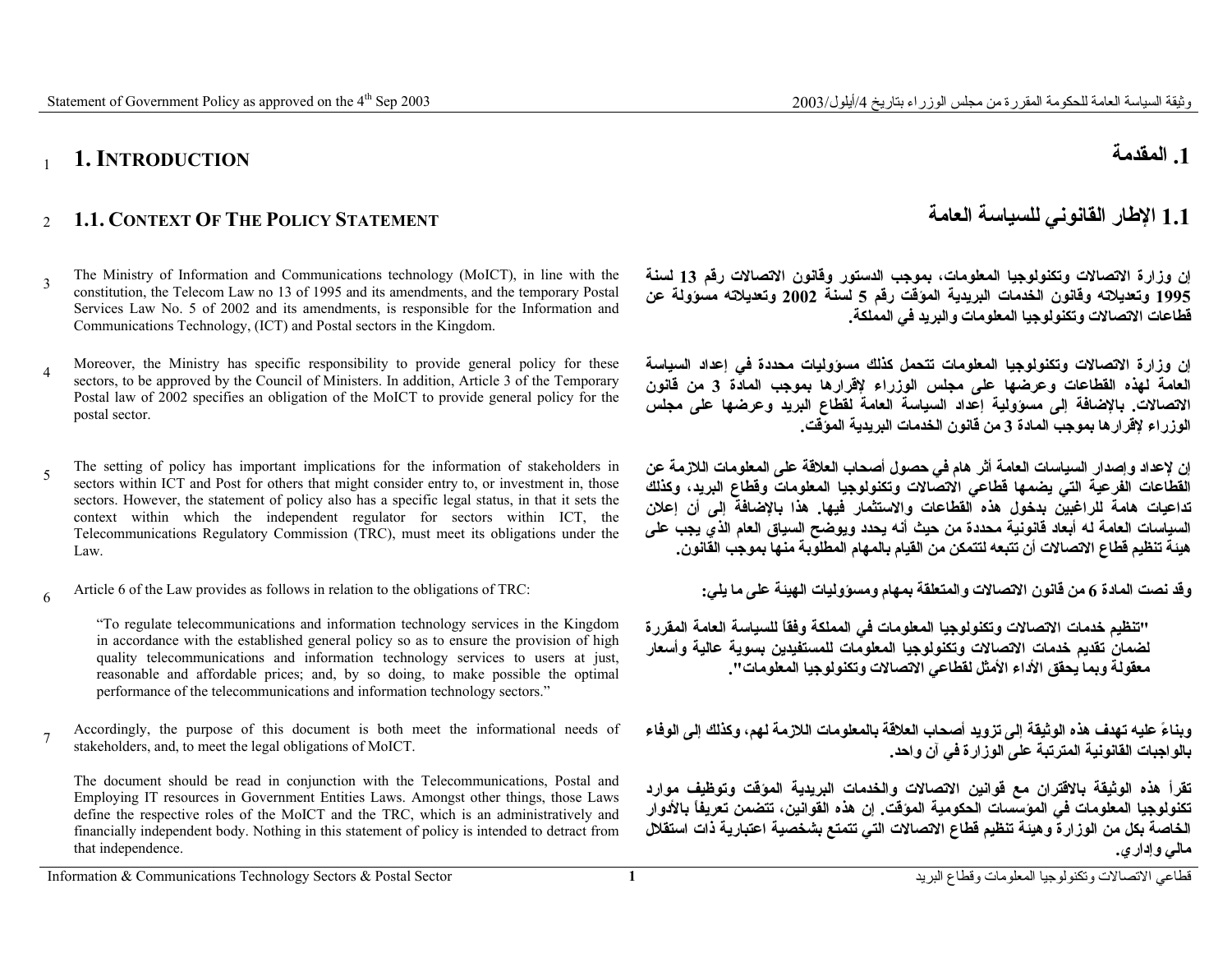# 1. INTRODUCTION

# 1. المقدمة

## 1.1. CONTEXT OF THE POLICY STATEMENT

## 1.1 الإطار القانوني للسياسة العامة

The Ministry of Information and Communications technology (MoICT), in line with the constitution, the Telecom Law no 13 of 1995 and its amendments, and the temporary Postal Services Law No. 5 of 2002 and its amendments, is responsible for the Information and Communications Technology, (ICT) and Postal sectors in the Kingdom.

إن وزارة الاتصالات وتكنولوجيا المعلومات، بموجب الدستور وقانون الاتصالات رقم 13 لسنة 1995 وتعديلاته وقانون الخدمات البريدية المؤقت رقم 5 لسنة 2002 وتعديلاته مسؤولة عن قطاعات الاتصالات وتكنولوجيا المعلومات والبريد في المملكة.

Moreover, the Ministry has specific responsibility to provide general policy for these sectors, to be approved by the Council of Ministers. In addition, Article 3 of the Temporary Postal law of 2002 specifies an obligation of the MoICT to provide general policy for the postal sector.

إن وزارة الاتصالات وتكنولوجيا المعلومات تتحمل كذلك مسؤوليات محددة في إعداد السياسة العامة لهذه القطاعات وعرضها على مجلس الوزراء لإقرارها بموجب المادة 3 من قانون الاتصالات. بالإضافة إلى مسؤولية إعداد السياسة العامة لقطاع البريد وعرضها على مجلس الوزراء لإقرارها بموجب المادة 3 من قانون الخدمات البريدية المؤقت.

The setting of policy has important implications for the information of stakeholders in sectors within ICT and Post for others that might consider entry to, or investment in, those sectors. However, the statement of policy also has a specific legal status, in that it sets the context within which the independent regulator for sectors within ICT, the Telecommunications Regulatory Commission (TRC), must meet its obligations under the Law.

إن لإعداد وإصدار السياسات العامة أثر هام في حصول أصحاب العلاقة على المعلومات اللازمة عن القطاعات الفرعية التي يضمها قطاعي الاتصالات وتكنولوجيا المعلومات وقطاع البريد، وكذلك تداعيات هامة للراغبين بدخول هذه القطاعات والاستثمار فيها. هذا بالإضافة إلى أن إعلان السياسات العامة له أبعاد قانونية محددة من حيث أنه يحدد ويوضح السياق العام الذي يجب على هيئة تنظيم قطاع الاتصالات أن تتبعه لتتمكن من القيام بالمهام المطلوبة منها بموجب القانون.

Article 6 of the Law provides as follows in relation to the obligations of TRC:

وقد نصت المادة 6 من قانون الاتصالات والمتعلقة بمهام ومسؤوليات الهيئة على ما يلي:

> "To regulate telecommunications and information technology services in the Kingdom in accordance with the established general policy so as to ensure the provision of high quality telecommunications and information technology services to users at just, reasonable and affordable prices; and, by so doing, to make possible the optimal performance of the telecommunications and information technology sectors."

> "تنظيم خدمات الاتصالات وتكنولوجيا المعلومات في المملكة وفقاً للسياسة العامة المقررة لضمان تقديم خدمات الاتصالات وتكنولوجيا المعلومات للمستفيدين بسوية عالية وأسعار معقولة وبما يحقق الأداء الأمثل لقطاعي الاتصالات وتكنولوجيا المعلومات".

Accordingly, the purpose of this document is both meet the informational needs of stakeholders, and, to meet the legal obligations of MoICT.

وبناءً عليه تهدف هذه الوثيقة إلى تزويد أصحاب العلاقة بالمعلومات اللازمة لهم، وكذلك إلى الوفاء بالواجبات القانونية المترتبة على الوزارة في آن واحد.

The document should be read in conjunction with the Telecommunications, Postal and Employing IT resources in Government Entities Laws. Amongst other things, those Laws define the respective roles of the MoICT and the TRC, which is an administratively and financially independent body. Nothing in this statement of policy is intended to detract from that independence.

تقرأ هذه الوثيقة بالاقتران مع قوانين الاتصالات والخدمات البريدية المؤقت وتوظيف موارد تكنولوجيا المعلومات في المؤسسات الحكومية المؤقت. إن هذه القوانين، تتضمن تعريفاً بالأدوار الخاصة بكل من الوزارة وهيئة تنظيم قطاع الاتصالات التي تتمتع بشخصية اعتبارية ذات استقلال مالي وإداري.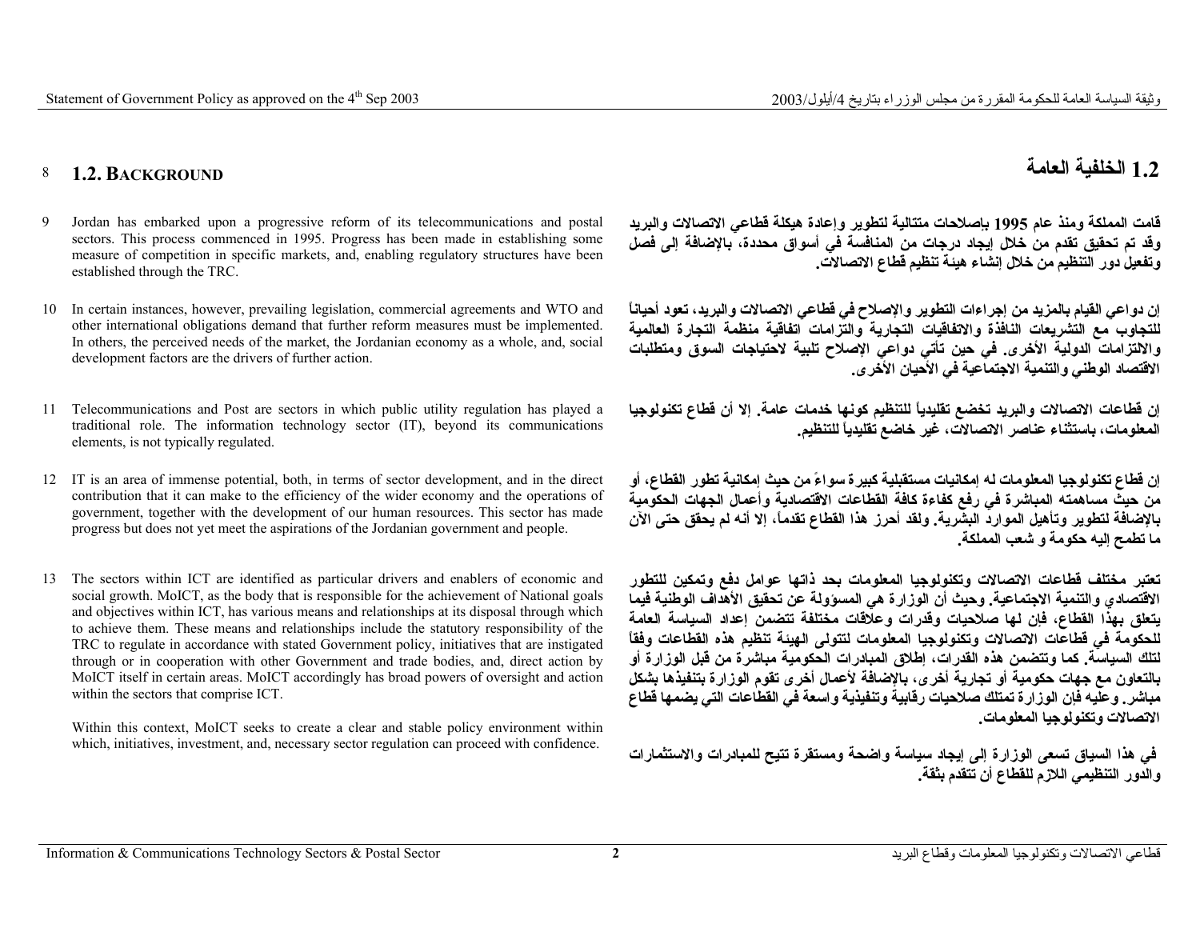8 ## 1.2. Background

## 1.2 الخلفية العامة

9 Jordan has embarked upon a progressive reform of its telecommunications and postal sectors. This process commenced in 1995. Progress has been made in establishing some measure of competition in specific markets, and, enabling regulatory structures have been established through the TRC.

**قامت المملكة ومنذ عام 1995 بإصلاحات متتالية لتطوير وإعادة هيكلة قطاعي الاتصالات والبريد وقد تم تحقيق تقدم من خلال إيجاد درجات من المنافسة في أسواق محددة، بالإضافة إلى فصل وتفعيل دور التنظيم من خلال إنشاء هيئة تنظيم قطاع الاتصالات.**

10 In certain instances, however, prevailing legislation, commercial agreements and WTO and other international obligations demand that further reform measures must be implemented. In others, the perceived needs of the market, the Jordanian economy as a whole, and, social development factors are the drivers of further action.

**إن دواعي القيام بالمزيد من إجراءات التطوير والإصلاح في قطاعي الاتصالات والبريد، تعود أحياناً للتجاوب مع التشريعات النافذة والاتفاقيات التجارية والتزامات اتفاقية منظمة التجارة العالمية والالتزامات الدولية الأخرى. في حين تأتي دواعي الإصلاح تلبية لاحتياجات السوق ومتطلبات الاقتصاد الوطني والتنمية الاجتماعية في الأحيان الأخرى.**

11 Telecommunications and Post are sectors in which public utility regulation has played a traditional role. The information technology sector (IT), beyond its communications elements, is not typically regulated.

**إن قطاعات الاتصالات والبريد تخضع تقليدياً للتنظيم كونها خدمات عامة. إلا أن قطاع تكنولوجيا المعلومات، باستثناء عناصر الاتصالات، غير خاضع تقليدياً للتنظيم.**

12 IT is an area of immense potential, both, in terms of sector development, and in the direct contribution that it can make to the efficiency of the wider economy and the operations of government, together with the development of our human resources. This sector has made progress but does not yet meet the aspirations of the Jordanian government and people.

**إن قطاع تكنولوجيا المعلومات له إمكانيات مستقبلية كبيرة سواءً من حيث إمكانية تطور القطاع، أو من حيث مساهمته المباشرة في رفع كفاءة كافة القطاعات الاقتصادية وأعمال الجهات الحكومية بالإضافة لتطوير وتأهيل الموارد البشرية. ولقد أحرز هذا القطاع تقدماً، إلا أنه لم يحقق حتى الآن ما تطمح إليه حكومة و شعب المملكة.**

13 The sectors within ICT are identified as particular drivers and enablers of economic and social growth. MoICT, as the body that is responsible for the achievement of National goals and objectives within ICT, has various means and relationships at its disposal through which to achieve them. These means and relationships include the statutory responsibility of the TRC to regulate in accordance with stated Government policy, initiatives that are instigated through or in cooperation with other Government and trade bodies, and, direct action by MoICT itself in certain areas. MoICT accordingly has broad powers of oversight and action within the sectors that comprise ICT.

**تعتبر مختلف قطاعات الاتصالات وتكنولوجيا المعلومات بحد ذاتها عوامل دفع وتمكين للتطور الاقتصادي والتنمية الاجتماعية. وحيث أن الوزارة هي المسؤولة عن تحقيق الأهداف الوطنية فيما يتعلق بهذا القطاع، فإن لها صلاحيات وقدرات وعلاقات مختلفة تتضمن إعداد السياسة العامة للحكومة في قطاعات الاتصالات وتكنولوجيا المعلومات لتتولى الهيئة تنظيم هذه القطاعات وفقاً لتلك السياسة. كما وتتضمن هذه القدرات، إطلاق المبادرات الحكومية مباشرة من قبل الوزارة أو بالتعاون مع جهات حكومية أو تجارية أخرى، بالإضافة لأعمال أخرى تقوم الوزارة بتنفيذها بشكل مباشر. وعليه فإن الوزارة تمتلك صلاحيات رقابية وتنفيذية واسعة في القطاعات التي يضمها قطاع الاتصالات وتكنولوجيا المعلومات.**

Within this context, MoICT seeks to create a clear and stable policy environment within which, initiatives, investment, and, necessary sector regulation can proceed with confidence.

**في هذا السياق تسعى الوزارة إلى إيجاد سياسة واضحة ومستقرة تتيح للمبادرات والاستثمارات والدور التنظيمي اللازم للقطاع أن تتقدم بثقة.**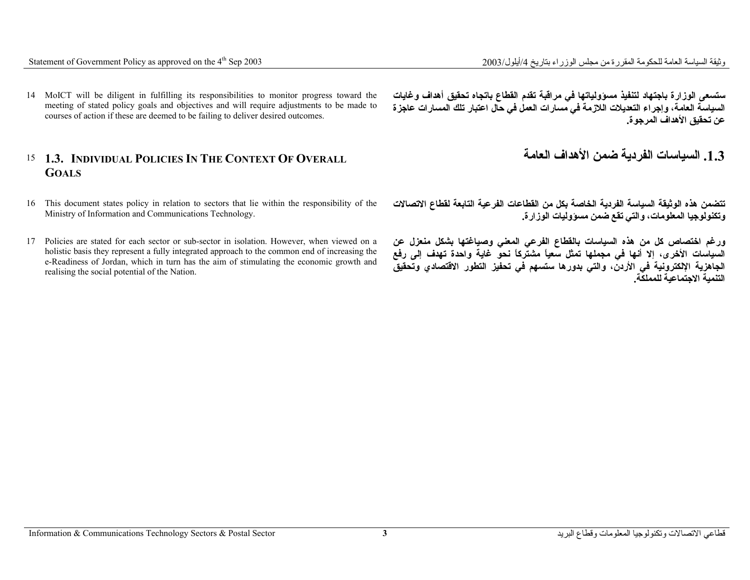14 MoICT will be diligent in fulfilling its responsibilities to monitor progress toward the meeting of stated policy goals and objectives and will require adjustments to be made to courses of action if these are deemed to be failing to deliver desired outcomes.

**ستسعى الوزارة باجتهاد لتنفيذ مسؤولياتها في مراقبة تقدم القطاع باتجاه تحقيق أهداف وغايات السياسة العامة، وإجراء التعديلات اللازمة في مسارات العمل في حال اعتبار تلك المسارات عاجزة عن تحقيق الأهداف المرجوة.**

## 15 1.3. Individual Policies In The Context Of Overall Goals

## 1.3. السياسات الفردية ضمن الأهداف العامة

16 This document states policy in relation to sectors that lie within the responsibility of the Ministry of Information and Communications Technology.

**تتضمن هذه الوثيقة السياسة الفردية الخاصة بكل من القطاعات الفرعية التابعة لقطاع الاتصالات وتكنولوجيا المعلومات، والتي تقع ضمن مسؤوليات الوزارة.**

17 Policies are stated for each sector or sub-sector in isolation. However, when viewed on a holistic basis they represent a fully integrated approach to the common end of increasing the e-Readiness of Jordan, which in turn has the aim of stimulating the economic growth and realising the social potential of the Nation.

**ورغم اختصاص كل من هذه السياسات بالقطاع الفرعي المعني وصياغتها بشكل منعزل عن السياسات الأخرى، إلا أنها في مجملها تمثل سعياً مشتركاً نحو غاية واحدة تهدف إلى رفع الجاهزية الإلكترونية في الأردن، والتي بدورها ستسهم في تحفيز التطور الاقتصادي وتحقيق التنمية الاجتماعية للمملكة.**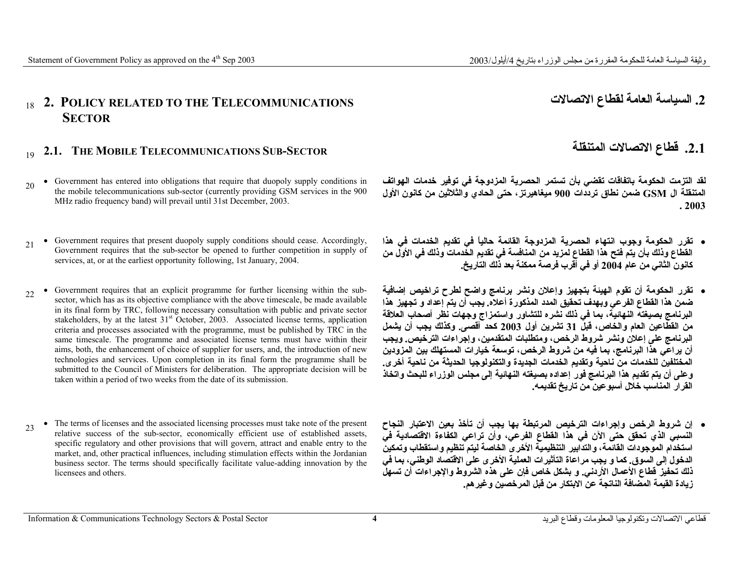## 2. Policy Related to the Telecommunications Sector

### 2.1. The Mobile Telecommunications Sub-Sector

- Government has entered into obligations that require that duopoly supply conditions in the mobile telecommunications sub-sector (currently providing GSM services in the 900 MHz radio frequency band) will prevail until 31st December, 2003.

- Government requires that present duopoly supply conditions should cease. Accordingly, Government requires that the sub-sector be opened to further competition in supply of services, at, or at the earliest opportunity following, 1st January, 2004.

- Government requires that an explicit programme for further licensing within the sub-sector, which has as its objective compliance with the above timescale, be made available in its final form by TRC, following necessary consultation with public and private sector stakeholders, by at the latest 31st October, 2003. Associated license terms, application criteria and processes associated with the programme, must be published by TRC in the same timescale. The programme and associated license terms must have within their aims, both, the enhancement of choice of supplier for users, and, the introduction of new technologies and services. Upon completion in its final form the programme shall be submitted to the Council of Ministers for deliberation. The appropriate decision will be taken within a period of two weeks from the date of its submission.

- The terms of licenses and the associated licensing processes must take note of the present relative success of the sub-sector, economically efficient use of established assets, specific regulatory and other provisions that will govern, attract and enable entry to the market, and, other practical influences, including stimulation effects within the Jordanian business sector. The terms should specifically facilitate value-adding innovation by the licensees and others.

## 2. السياسة العامة لقطاع الاتصالات

### 2.1. قطاع الاتصالات المتنقلة

لقد التزمت الحكومة باتفاقات تقضي بأن تستمر الحصرية المزدوجة في توفير خدمات الهواتف المتنقلة ال GSM ضمن نطاق ترددات 900 ميغاهيرتز، حتى الحادي والثلاثين من كانون الأول 2003 .

- تقرر الحكومة وجوب انتهاء الحصرية المزدوجة القائمة حالياً في تقديم الخدمات في هذا القطاع وذلك بأن يتم فتح هذا القطاع لمزيد من المنافسة في تقديم الخدمات وذلك في الأول من كانون الثاني من عام 2004 أو في أقرب فرصة ممكنة بعد ذلك التاريخ.

- تقرر الحكومة أن تقوم الهيئة بتجهيز وإعلان ونشر برنامج واضح لطرح تراخيص إضافية ضمن هذا القطاع الفرعي وبهدف تحقيق المدد المذكورة أعلاه. يجب أن يتم إعداد و تجهيز هذا البرنامج بصيغته النهائية، بما في ذلك نشره للتشاور واستمزاج وجهات نظر أصحاب العلاقة من القطاعين العام والخاص، قبل 31 تشرين أول 2003 كحد أقصى. وكذلك يجب أن يشمل البرنامج على إعلان ونشر شروط الرخص، ومتطلبات المتقدمين، وإجراءات الترخيص. ويجب أن يراعي هذا البرنامج، بما فيه من شروط الرخص، توسعة خيارات المستهلك بين المزودين المختلفين للخدمات من ناحية وتقديم الخدمات الجديدة والتكنولوجيا الحديثة من ناحية أخرى. وعلى أن يتم تقديم هذا البرنامج فور إعداده بصيغته النهائية إلى مجلس الوزراء للبحث واتخاذ القرار المناسب خلال أسبوعين من تاريخ تقديمه.

- إن شروط الرخص وإجراءات الترخيص المرتبطة بها يجب أن تأخذ بعين الاعتبار النجاح النسبي الذي تحقق حتى الآن في هذا القطاع الفرعي، وأن تراعي الكفاءة الاقتصادية في استخدام الموجودات القائمة، والتدابير التنظيمية الخاصة الأخرى ليتم تنظيم واستقطاب وتمكين الدخول إلى السوق. كما و يجب مراعاة التأثيرات العملية الأخرى على الاقتصاد الوطني، بما في ذلك تحفيز قطاع الأعمال الأردني. و بشكل خاص فإن على هذه الشروط والإجراءات أن تسهل زيادة القيمة المضافة الناتجة عن الابتكار من قبل المرخصين وغيرهم.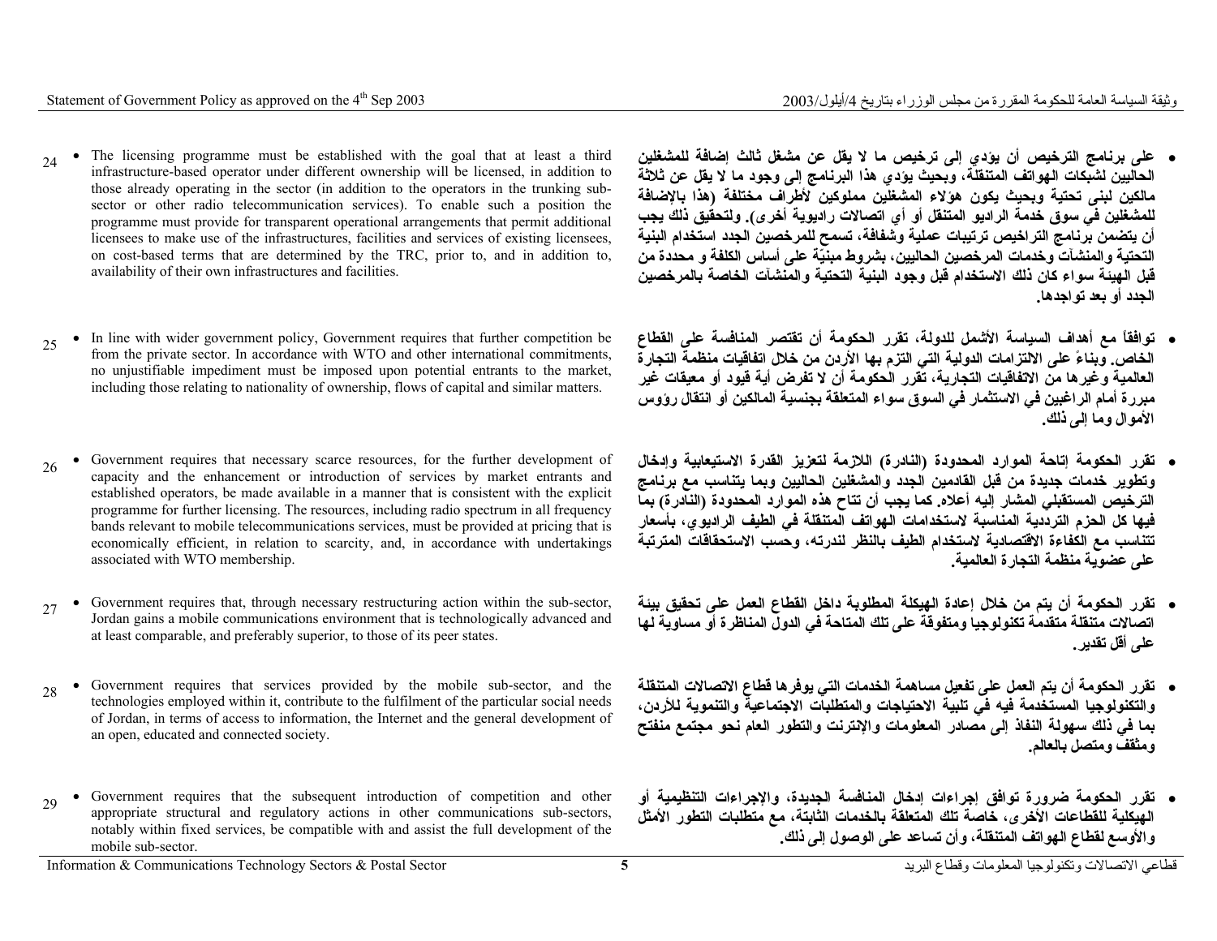24 • The licensing programme must be established with the goal that at least a third infrastructure-based operator under different ownership will be licensed, in addition to those already operating in the sector (in addition to the operators in the trunking sub-sector or other radio telecommunication services). To enable such a position the programme must provide for transparent operational arrangements that permit additional licensees to make use of the infrastructures, facilities and services of existing licensees, on cost-based terms that are determined by the TRC, prior to, and in addition to, availability of their own infrastructures and facilities.

- **على برنامج الترخيص أن يؤدي إلى ترخيص ما لا يقل عن مشغل ثالث إضافة للمشغلين الحاليين لشبكات الهواتف المتنقلة، وبحيث يؤدي هذا البرنامج إلى وجود ما لا يقل عن ثلاثة مالكين لبنى تحتية وبحيث يكون هؤلاء المشغلين مملوكين لأطراف مختلفة (هذا بالإضافة للمشغلين في سوق خدمة الراديو المتنقل أو أي اتصالات راديوية أخرى). ولتحقيق ذلك يجب أن يتضمن برنامج التراخيص ترتيبات عملية وشفافة، تسمح للمرخصين الجدد استخدام البنية التحتية والمنشآت وخدمات المرخصين الحاليين، بشروط مبنيّة على أساس الكلفة و محددة من قبل الهيئة سواء كان ذلك الاستخدام قبل وجود البنية التحتية والمنشآت الخاصة بالمرخصين الجدد أو بعد تواجدها.**

25 • In line with wider government policy, Government requires that further competition be from the private sector. In accordance with WTO and other international commitments, no unjustifiable impediment must be imposed upon potential entrants to the market, including those relating to nationality of ownership, flows of capital and similar matters.

- **توافقاً مع أهداف السياسة الأشمل للدولة، تقرر الحكومة أن تقتصر المنافسة على القطاع الخاص. وبناءً على الالتزامات الدولية التي التزم بها الأردن من خلال اتفاقيات منظمة التجارة العالمية وغيرها من الاتفاقيات التجارية، تقرر الحكومة أن لا تفرض أية قيود أو معيقات غير مبررة أمام الراغبين في الاستثمار في السوق سواء المتعلقة بجنسية المالكين أو انتقال رؤوس الأموال وما إلى ذلك.**

26 • Government requires that necessary scarce resources, for the further development of capacity and the enhancement or introduction of services by market entrants and established operators, be made available in a manner that is consistent with the explicit programme for further licensing. The resources, including radio spectrum in all frequency bands relevant to mobile telecommunications services, must be provided at pricing that is economically efficient, in relation to scarcity, and, in accordance with undertakings associated with WTO membership.

- **تقرر الحكومة إتاحة الموارد المحدودة (النادرة) اللازمة لتعزيز القدرة الاستيعابية وإدخال وتطوير خدمات جديدة من قبل القادمين الجدد والمشغلين الحاليين وبما يتناسب مع برنامج الترخيص المستقبلي المشار إليه أعلاه. كما يجب أن تتاح هذه الموارد المحدودة (النادرة) بما فيها كل الحزم الترددية المناسبة لاستخدامات الهواتف المتنقلة في الطيف الراديوي، بأسعار تتناسب مع الكفاءة الاقتصادية لاستخدام الطيف بالنظر لندرته، وحسب الاستحقاقات المترتبة على عضوية منظمة التجارة العالمية.**

27 • Government requires that, through necessary restructuring action within the sub-sector, Jordan gains a mobile communications environment that is technologically advanced and at least comparable, and preferably superior, to those of its peer states.

- **تقرر الحكومة أن يتم من خلال إعادة الهيكلة المطلوبة داخل القطاع العمل على تحقيق بيئة اتصالات متنقلة متقدمة تكنولوجيا ومتفوقة على تلك المتاحة في الدول المناظرة أو مساوية لها على أقل تقدير.**

28 • Government requires that services provided by the mobile sub-sector, and the technologies employed within it, contribute to the fulfilment of the particular social needs of Jordan, in terms of access to information, the Internet and the general development of an open, educated and connected society.

- **تقرر الحكومة أن يتم العمل على تفعيل مساهمة الخدمات التي يوفرها قطاع الاتصالات المتنقلة والتكنولوجيا المستخدمة فيه في تلبية الاحتياجات والمتطلبات الاجتماعية والتنموية للأردن، بما في ذلك سهولة النفاذ إلى مصادر المعلومات والإنترنت والتطور العام نحو مجتمع منفتح ومثقف ومتصل بالعالم.**

29 • Government requires that the subsequent introduction of competition and other appropriate structural and regulatory actions in other communications sub-sectors, notably within fixed services, be compatible with and assist the full development of the mobile sub-sector.

- **تقرر الحكومة ضرورة توافق إجراءات إدخال المنافسة الجديدة، والإجراءات التنظيمية أو الهيكلية للقطاعات الأخرى، خاصة تلك المتعلقة بالخدمات الثابتة، مع متطلبات التطور الأمثل والأوسع لقطاع الهواتف المتنقلة، وأن تساعد على الوصول إلى ذلك.**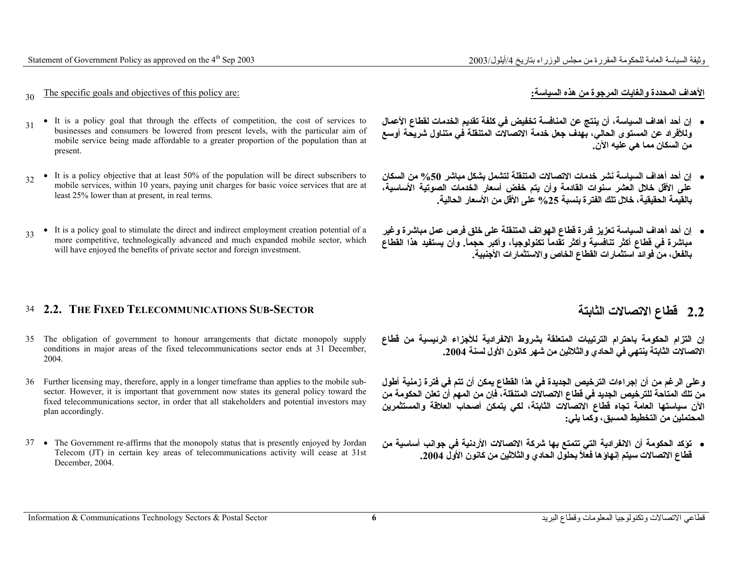30 The specific goals and objectives of this policy are:

**الأهداف المحددة والغايات المرجوة من هذه السياسة:**

31
- It is a policy goal that through the effects of competition, the cost of services to businesses and consumers be lowered from present levels, with the particular aim of mobile service being made affordable to a greater proportion of the population than at present.

- **إن أحد أهداف السياسة، أن ينتج عن المنافسة تخفيض في كلفة تقديم الخدمات لقطاع الأعمال وللأفراد عن المستوى الحالي، بهدف جعل خدمة الاتصالات المتنقلة في متناول شريحة أوسع من السكان مما هي عليه الآن.**

32
- It is a policy objective that at least 50% of the population will be direct subscribers to mobile services, within 10 years, paying unit charges for basic voice services that are at least 25% lower than at present, in real terms.

- **إن أحد أهداف السياسة نشر خدمات الاتصالات المتنقلة لتشمل بشكل مباشر 50% من السكان على الأقل خلال العشر سنوات القادمة وأن يتم خفض أسعار الخدمات الصوتية الأساسية، بالقيمة الحقيقية، خلال تلك الفترة بنسبة 25% على الأقل من الأسعار الحالية.**

33
- It is a policy goal to stimulate the direct and indirect employment creation potential of a more competitive, technologically advanced and much expanded mobile sector, which will have enjoyed the benefits of private sector and foreign investment.

- **إن أحد أهداف السياسة تعزيز قدرة قطاع الهواتف المتنقلة على خلق فرص عمل مباشرة وغير مباشرة في قطاع أكثر تنافسية وأكثر تقدماً تكنولوجياً، وأكبر حجماً. وأن يستفيد هذا القطاع بالفعل، من فوائد استثمارات القطاع الخاص والاستثمارات الأجنبية.**

## 34 2.2. THE FIXED TELECOMMUNICATIONS SUB-SECTOR

## 2.2 قطاع الاتصالات الثابتة

35 The obligation of government to honour arrangements that dictate monopoly supply conditions in major areas of the fixed telecommunications sector ends at 31 December, 2004.

**إن التزام الحكومة باحترام الترتيبات المتعلقة بشروط الانفرادية للأجزاء الرئيسية من قطاع الاتصالات الثابتة ينتهي في الحادي والثلاثين من شهر كانون الأول لسنة 2004.**

36 Further licensing may, therefore, apply in a longer timeframe than applies to the mobile sub-sector. However, it is important that government now states its general policy toward the fixed telecommunications sector, in order that all stakeholders and potential investors may plan accordingly.

**وعلى الرغم من أن إجراءات الترخيص الجديدة في هذا القطاع يمكن أن تتم في فترة زمنية أطول من تلك المتاحة للترخيص الجديد في قطاع الاتصالات المتنقلة، فإن من المهم أن تعلن الحكومة من الآن سياستها العامة تجاه قطاع الاتصالات الثابتة، لكي يتمكن أصحاب العلاقة والمستثمرين المحتملين من التخطيط المسبق، وكما يلي:**

37
- The Government re-affirms that the monopoly status that is presently enjoyed by Jordan Telecom (JT) in certain key areas of telecommunications activity will cease at 31st December, 2004.

- **تؤكد الحكومة أن الانفرادية التي تتمتع بها شركة الاتصالات الأردنية في جوانب أساسية من قطاع الاتصالات سيتم إنهاؤها فعلاً بحلول الحادي والثلاثين من كانون الأول 2004.**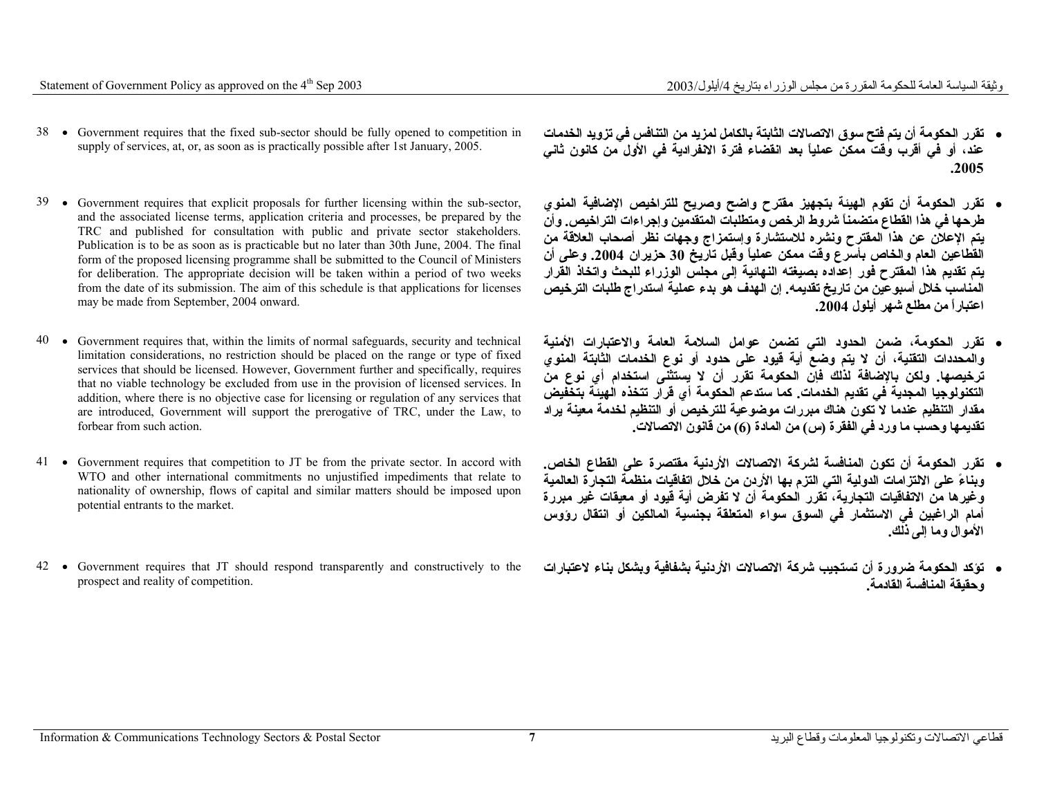38 • Government requires that the fixed sub-sector should be fully opened to competition in supply of services, at, or, as soon as is practically possible after 1st January, 2005.

• **تقرر الحكومة أن يتم فتح سوق الاتصالات الثابتة بالكامل لمزيد من التنافس في تزويد الخدمات عند، أو في أقرب وقت ممكن عملياً بعد انقضاء فترة الانفرادية في الأول من كانون ثاني 2005.**

39 • Government requires that explicit proposals for further licensing within the sub-sector, and the associated license terms, application criteria and processes, be prepared by the TRC and published for consultation with public and private sector stakeholders. Publication is to be as soon as is practicable but no later than 30th June, 2004. The final form of the proposed licensing programme shall be submitted to the Council of Ministers for deliberation. The appropriate decision will be taken within a period of two weeks from the date of its submission. The aim of this schedule is that applications for licenses may be made from September, 2004 onward.

• **تقرر الحكومة أن تقوم الهيئة بتجهيز مقترح واضح وصريح للتراخيص الإضافية المنوي طرحها في هذا القطاع متضمناً شروط الرخص ومتطلبات المتقدمين وإجراءات التراخيص. وأن يتم الإعلان عن هذا المقترح ونشره للاستشارة وإستمزاج وجهات نظر أصحاب العلاقة من القطاعين العام والخاص بأسرع وقت ممكن عملياً وقبل تاريخ 30 حزيران 2004. وعلى أن يتم تقديم هذا المقترح فور إعداده بصيغته النهائية إلى مجلس الوزراء للبحث واتخاذ القرار المناسب خلال أسبوعين من تاريخ تقديمه. إن الهدف هو بدء عملية استدراج طلبات الترخيص اعتباراً من مطلع شهر أيلول 2004.**

40 • Government requires that, within the limits of normal safeguards, security and technical limitation considerations, no restriction should be placed on the range or type of fixed services that should be licensed. However, Government further and specifically, requires that no viable technology be excluded from use in the provision of licensed services. In addition, where there is no objective case for licensing or regulation of any services that are introduced, Government will support the prerogative of TRC, under the Law, to forbear from such action.

• **تقرر الحكومة، ضمن الحدود التي تضمن عوامل السلامة العامة والاعتبارات الأمنية والمحددات التقنية، أن لا يتم وضع أية قيود على حدود أو نوع الخدمات الثابتة المنوي ترخيصها. ولكن بالإضافة لذلك فإن الحكومة تقرر أن لا يستثنى استخدام أي نوع من التكنولوجيا المجدية في تقديم الخدمات. كما ستدعم الحكومة أي قرار تتخذه الهيئة بتخفيض مقدار التنظيم عندما لا تكون هناك مبررات موضوعية للترخيص أو التنظيم لخدمة معينة يراد تقديمها وحسب ما ورد في الفقرة (س) من المادة (6) من قانون الاتصالات.**

41 • Government requires that competition to JT be from the private sector. In accord with WTO and other international commitments no unjustified impediments that relate to nationality of ownership, flows of capital and similar matters should be imposed upon potential entrants to the market.

• **تقرر الحكومة أن تكون المنافسة لشركة الاتصالات الأردنية مقتصرة على القطاع الخاص. وبناءً على الالتزامات الدولية التي التزم بها الأردن من خلال اتفاقيات منظمة التجارة العالمية وغيرها من الاتفاقيات التجارية، تقرر الحكومة أن لا تفرض أية قيود أو معيقات غير مبررة أمام الراغبين في الاستثمار في السوق سواء المتعلقة بجنسية المالكين أو انتقال رؤوس الأموال وما إلى ذلك.**

42 • Government requires that JT should respond transparently and constructively to the prospect and reality of competition.

• **تؤكد الحكومة ضرورة أن تستجيب شركة الاتصالات الأردنية بشفافية وبشكل بناء لاعتبارات وحقيقة المنافسة القادمة.**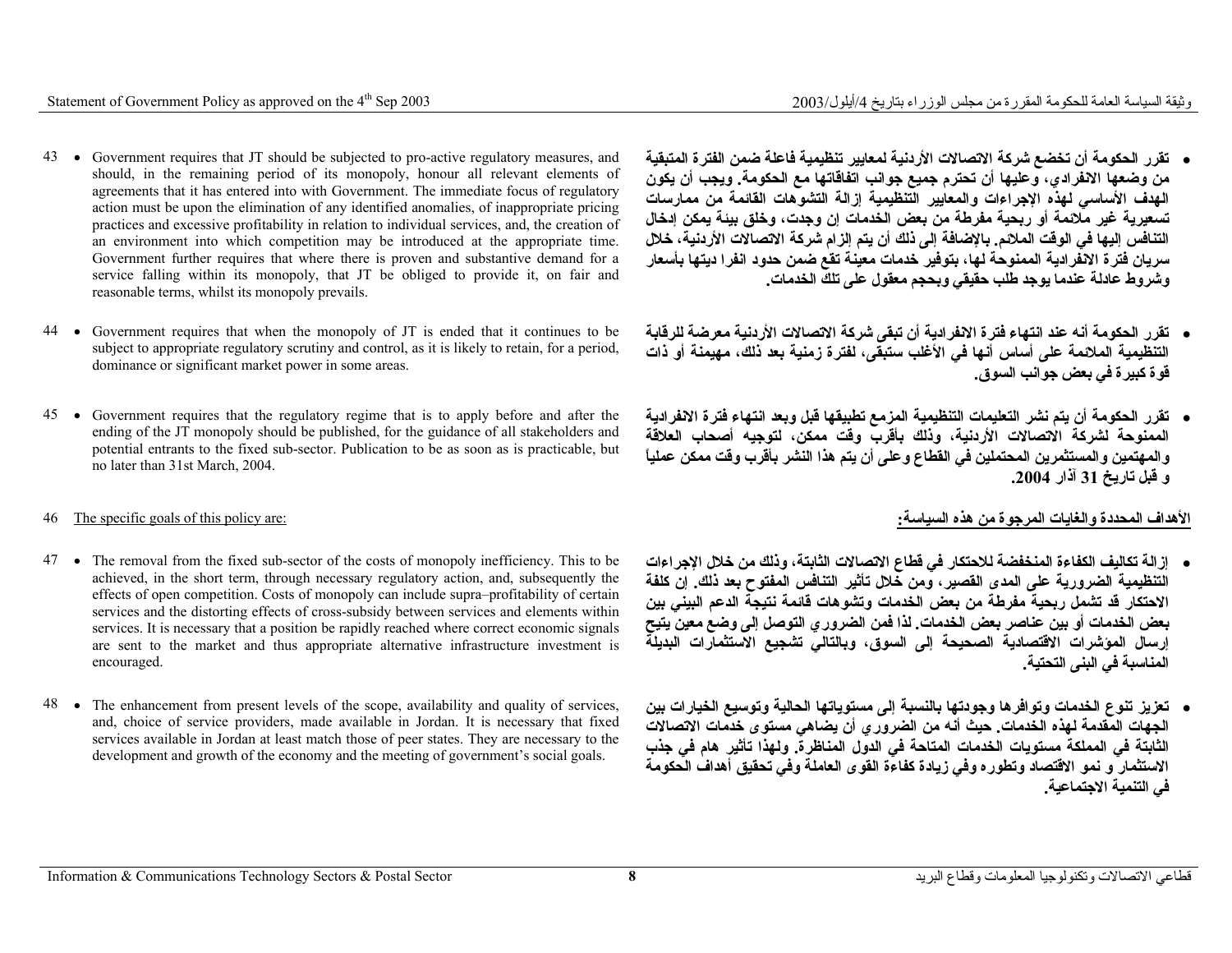43 • Government requires that JT should be subjected to pro-active regulatory measures, and should, in the remaining period of its monopoly, honour all relevant elements of agreements that it has entered into with Government. The immediate focus of regulatory action must be upon the elimination of any identified anomalies, of inappropriate pricing practices and excessive profitability in relation to individual services, and, the creation of an environment into which competition may be introduced at the appropriate time. Government further requires that where there is proven and substantive demand for a service falling within its monopoly, that JT be obliged to provide it, on fair and reasonable terms, whilst its monopoly prevails.

- **تقرر الحكومة أن تخضع شركة الاتصالات الأردنية لمعايير تنظيمية فاعلة ضمن الفترة المتبقية من وضعها الانفرادي، وعليها أن تحترم جميع جوانب اتفاقاتها مع الحكومة. ويجب أن يكون الهدف الأساسي لهذه الإجراءات والمعايير التنظيمية إزالة التشوهات القائمة من ممارسات تسعيرية غير ملائمة أو ربحية مفرطة من بعض الخدمات إن وجدت، وخلق بيئة يمكن إدخال التنافس إليها في الوقت الملائم. بالإضافة إلى ذلك أن يتم إلزام شركة الاتصالات الأردنية، خلال سريان فترة الانفرادية الممنوحة لها، بتوفير خدمات معينة تقع ضمن حدود انفرا ديتها بأسعار وشروط عادلة عندما يوجد طلب حقيقي وبحجم معقول على تلك الخدمات.**

44 • Government requires that when the monopoly of JT is ended that it continues to be subject to appropriate regulatory scrutiny and control, as it is likely to retain, for a period, dominance or significant market power in some areas.

- **تقرر الحكومة أنه عند انتهاء فترة الانفرادية أن تبقى شركة الاتصالات الأردنية معرضة للرقابة التنظيمية الملائمة على أساس أنها في الأغلب ستبقى، لفترة زمنية بعد ذلك، مهيمنة أو ذات قوة كبيرة في بعض جوانب السوق.**

45 • Government requires that the regulatory regime that is to apply before and after the ending of the JT monopoly should be published, for the guidance of all stakeholders and potential entrants to the fixed sub-sector. Publication to be as soon as is practicable, but no later than 31st March, 2004.

- **تقرر الحكومة أن يتم نشر التعليمات التنظيمية المزمع تطبيقها قبل وبعد انتهاء فترة الانفرادية الممنوحة لشركة الاتصالات الأردنية، وذلك بأقرب وقت ممكن، لتوجيه أصحاب العلاقة والمهتمين والمستثمرين المحتملين في القطاع وعلى أن يتم هذا النشر بأقرب وقت ممكن عملياً و قبل تاريخ 31 آذار 2004.**

46 <u>The specific goals of this policy are:</u>

**<u>الأهداف المحددة والغايات المرجوة من هذه السياسة:</u>**

47 • The removal from the fixed sub-sector of the costs of monopoly inefficiency. This to be achieved, in the short term, through necessary regulatory action, and, subsequently the effects of open competition. Costs of monopoly can include supra–profitability of certain services and the distorting effects of cross-subsidy between services and elements within services. It is necessary that a position be rapidly reached where correct economic signals are sent to the market and thus appropriate alternative infrastructure investment is encouraged.

- **إزالة تكاليف الكفاءة المنخفضة للاحتكار في قطاع الاتصالات الثابتة، وذلك من خلال الإجراءات التنظيمية الضرورية على المدى القصير، ومن خلال تأثير التنافس المفتوح بعد ذلك. إن كلفة الاحتكار قد تشمل ربحية مفرطة من بعض الخدمات وتشوهات قائمة نتيجة الدعم البيني بين بعض الخدمات أو بين عناصر بعض الخدمات. لذا فمن الضروري التوصل إلى وضع معين يتيح إرسال المؤشرات الاقتصادية الصحيحة إلى السوق، وبالتالي تشجيع الاستثمارات البديلة المناسبة في البنى التحتية.**

48 • The enhancement from present levels of the scope, availability and quality of services, and, choice of service providers, made available in Jordan. It is necessary that fixed services available in Jordan at least match those of peer states. They are necessary to the development and growth of the economy and the meeting of government's social goals.

- **تعزيز تنوع الخدمات وتوافرها وجودتها بالنسبة إلى مستوياتها الحالية وتوسيع الخيارات بين الجهات المقدمة لهذه الخدمات. حيث أنه من الضروري أن يضاهي مستوى خدمات الاتصالات الثابتة في المملكة مستويات الخدمات المتاحة في الدول المناظرة. ولهذا تأثير هام في جذب الاستثمار و نمو الاقتصاد وتطوره وفي زيادة كفاءة القوى العاملة وفي تحقيق أهداف الحكومة في التنمية الاجتماعية.**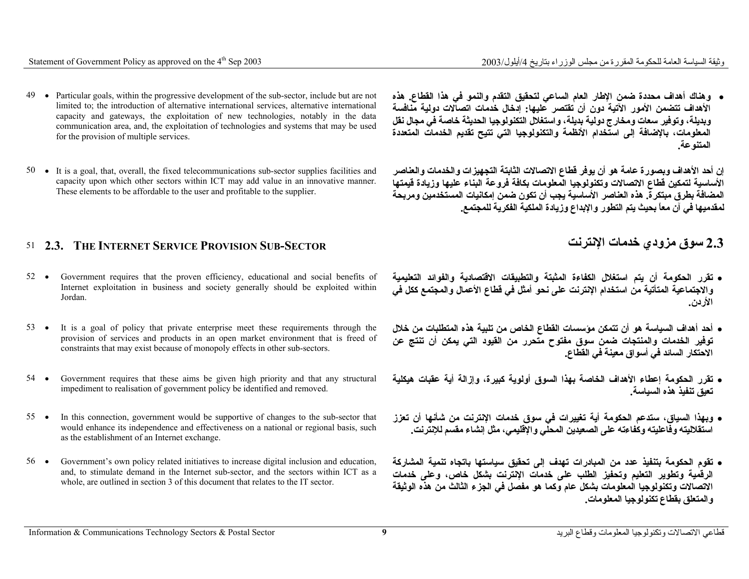49 • Particular goals, within the progressive development of the sub-sector, include but are not limited to; the introduction of alternative international services, alternative international capacity and gateways, the exploitation of new technologies, notably in the data communication area, and, the exploitation of technologies and systems that may be used for the provision of multiple services.

• وهناك أهداف محددة ضمن الإطار العام الساعي لتحقيق التقدم والنمو في هذا القطاع. هذه الأهداف تتضمن الأمور الآتية دون أن تقتصر عليها: إدخال خدمات اتصالات دولية منافسة وبديلة، وتوفير سعات ومخارج دولية بديلة، واستغلال التكنولوجيا الحديثة خاصة في مجال نقل المعلومات، بالإضافة إلى استخدام الأنظمة والتكنولوجيا التي تتيح تقديم الخدمات المتعددة المتنوعة.

50 • It is a goal, that, overall, the fixed telecommunications sub-sector supplies facilities and capacity upon which other sectors within ICT may add value in an innovative manner. These elements to be affordable to the user and profitable to the supplier.

إن أحد الأهداف وبصورة عامة هو أن يوفر قطاع الاتصالات الثابتة التجهيزات والخدمات والعناصر الأساسية لتمكين قطاع الاتصالات وتكنولوجيا المعلومات بكافة فروعة البناء عليها وزيادة قيمتها المضافة بطرق مبتكرة. هذه العناصر الأساسية يجب أن تكون ضمن إمكانيات المستخدمين ومربحة لمقدميها في آن معاً بحيث يتم التطور والإبداع وزيادة الملكية الفكرية للمجتمع.

## 51 2.3. THE INTERNET SERVICE PROVISION SUB-SECTOR

## 2.3 سوق مزودي خدمات الإنترنت

52 • Government requires that the proven efficiency, educational and social benefits of Internet exploitation in business and society generally should be exploited within Jordan.

• تقرر الحكومة أن يتم استغلال الكفاءة المثبتة والتطبيقات الاقتصادية والفوائد التعليمية والاجتماعية المتأتية من استخدام الإنترنت على نحو أمثل في قطاع الأعمال والمجتمع ككل في الأردن.

53 • It is a goal of policy that private enterprise meet these requirements through the provision of services and products in an open market environment that is freed of constraints that may exist because of monopoly effects in other sub-sectors.

• أحد أهداف السياسة هو أن تتمكن مؤسسات القطاع الخاص من تلبية هذه المتطلبات من خلال توفير الخدمات والمنتجات ضمن سوق مفتوح متحرر من القيود التي يمكن أن تنتج عن الاحتكار السائد في أسواق معينة في القطاع.

54 • Government requires that these aims be given high priority and that any structural impediment to realisation of government policy be identified and removed.

• تقرر الحكومة إعطاء الأهداف الخاصة بهذا السوق أولوية كبيرة، وإزالة أية عقبات هيكلية تعيق تنفيذ هذه السياسة.

55 • In this connection, government would be supportive of changes to the sub-sector that would enhance its independence and effectiveness on a national or regional basis, such as the establishment of an Internet exchange.

• وبهذا السياق، ستدعم الحكومة أية تغييرات في سوق خدمات الإنترنت من شأنها أن تعزز استقلاليته وفاعليته وكفاءته على الصعيدين المحلي والإقليمي، مثل إنشاء مقسم للإنترنت.

56 • Government's own policy related initiatives to increase digital inclusion and education, and, to stimulate demand in the Internet sub-sector, and the sectors within ICT as a whole, are outlined in section 3 of this document that relates to the IT sector.

• تقوم الحكومة بتنفيذ عدد من المبادرات تهدف إلى تحقيق سياستها باتجاه تنمية المشاركة الرقمية وتطوير التعليم وتحفيز الطلب على خدمات الإنترنت بشكل خاص، وعلى خدمات الاتصالات وتكنولوجيا المعلومات بشكل عام وكما هو مفصل في الجزء الثالث من هذه الوثيقة والمتعلق بقطاع تكنولوجيا المعلومات.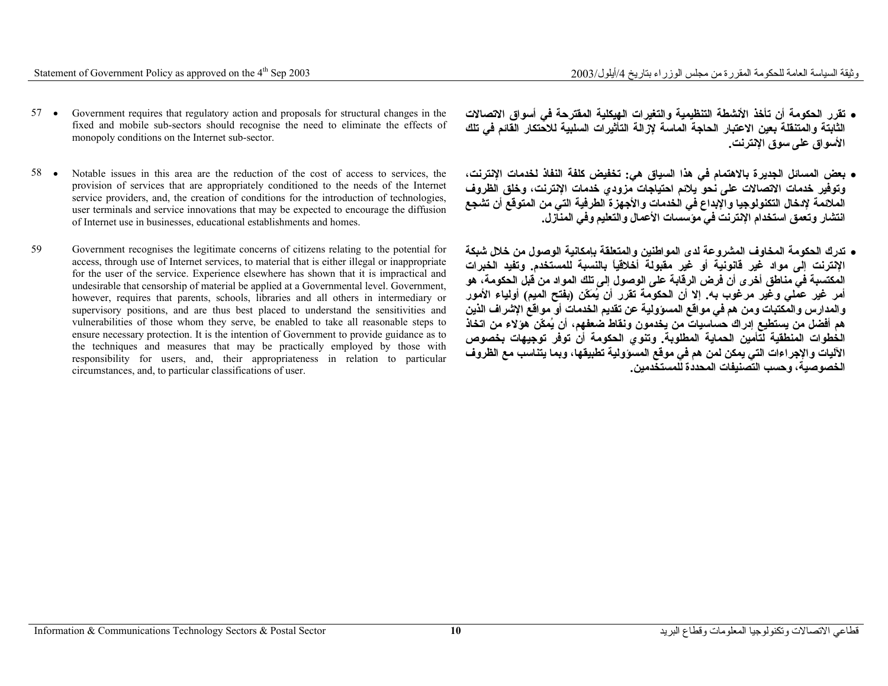57 • Government requires that regulatory action and proposals for structural changes in the fixed and mobile sub-sectors should recognise the need to eliminate the effects of monopoly conditions on the Internet sub-sector.

58 • Notable issues in this area are the reduction of the cost of access to services, the provision of services that are appropriately conditioned to the needs of the Internet service providers, and, the creation of conditions for the introduction of technologies, user terminals and service innovations that may be expected to encourage the diffusion of Internet use in businesses, educational establishments and homes.

59 Government recognises the legitimate concerns of citizens relating to the potential for access, through use of Internet services, to material that is either illegal or inappropriate for the user of the service. Experience elsewhere has shown that it is impractical and undesirable that censorship of material be applied at a Governmental level. Government, however, requires that parents, schools, libraries and all others in intermediary or supervisory positions, and are thus best placed to understand the sensitivities and vulnerabilities of those whom they serve, be enabled to take all reasonable steps to ensure necessary protection. It is the intention of Government to provide guidance as to the techniques and measures that may be practically employed by those with responsibility for users, and, their appropriateness in relation to particular circumstances, and, to particular classifications of user.

• **تقرر الحكومة أن تأخذ الأنشطة التنظيمية والتغيرات الهيكلية المقترحة في أسواق الاتصالات الثابتة والمتنقلة بعين الاعتبار الحاجة الماسة لإزالة التأثيرات السلبية للاحتكار القائم في تلك الأسواق على سوق الإنترنت.**

• **بعض المسائل الجديرة بالاهتمام في هذا السياق هي: تخفيض كلفة النفاذ لخدمات الإنترنت، وتوفير خدمات الاتصالات على نحو يلائم احتياجات مزودي خدمات الإنترنت، وخلق الظروف الملائمة لإدخال التكنولوجيا والإبداع في الخدمات والأجهزة الطرفية التي من المتوقع أن تشجع انتشار وتعمق استخدام الإنترنت في مؤسسات الأعمال والتعليم وفي المنازل.**

• **تدرك الحكومة المخاوف المشروعة لدى المواطنين والمتعلقة بإمكانية الوصول من خلال شبكة الإنترنت إلى مواد غير قانونية أو غير مقبولة أخلاقياً بالنسبة للمستخدم. وتفيد الخبرات المكتسبة في مناطق أخرى أن فرض الرقابة على الوصول إلى تلك المواد من قبل الحكومة، هو أمر غير عملي وغير مرغوب به. إلا أن الحكومة تقرر أن يُمكّن (بفتح الميم) أولياء الأمور والمدارس والمكتبات ومن هم في مواقع المسؤولية عن تقديم الخدمات أو مواقع الإشراف الذين هم أفضل من يستطيع إدراك حساسيات من يخدمون ونقاط ضعفهم، أن يُمكّن هؤلاء من اتخاذ الخطوات المنطقية لتأمين الحماية المطلوبة. وتنوي الحكومة أن توفر توجيهات بخصوص الآليات والإجراءات التي يمكن لمن هم في موقع المسؤولية تطبيقها، وبما يتناسب مع الظروف الخصوصية، وحسب التصنيفات المحددة للمستخدمين.**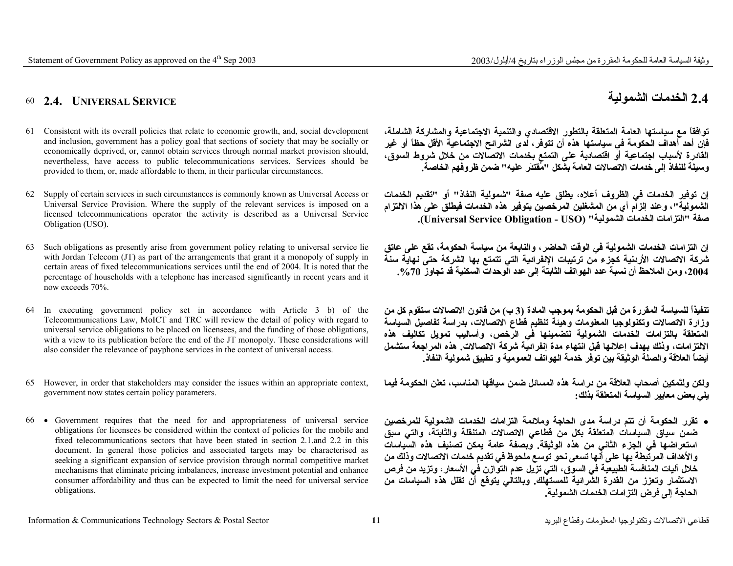## 60 2.4. UNIVERSAL SERVICE

## 2.4 الخدمات الشمولية

61 Consistent with its overall policies that relate to economic growth, and, social development and inclusion, government has a policy goal that sections of society that may be socially or economically deprived, or, cannot obtain services through normal market provision should, nevertheless, have access to public telecommunications services. Services should be provided to them, or, made affordable to them, in their particular circumstances.

توافقاً مع سياستها العامة المتعلقة بالتطور الاقتصادي والتنمية الاجتماعية والمشاركة الشاملة، فإن أحد أهداف الحكومة في سياستها هذه أن تتوفر، لدى الشرائح الاجتماعية الأقل حظاً أو غير القادرة لأسباب اجتماعية أو اقتصادية على التمتع بخدمات الاتصالات من خلال شروط السوق، وسيلة للنفاذ إلى خدمات الاتصالات العامة بشكل "مُقتدر عليه" ضمن ظروفهم الخاصة.

62 Supply of certain services in such circumstances is commonly known as Universal Access or Universal Service Provision. Where the supply of the relevant services is imposed on a licensed telecommunications operator the activity is described as a Universal Service Obligation (USO).

إن توفير الخدمات في الظروف أعلاه، يطلق عليه صفة "شمولية النفاذ" أو "تقديم الخدمات الشمولية"، وعند إلزام أي من المشغلين المرخصين بتوفير هذه الخدمات فيطلق على هذا الالتزام صفة "التزامات الخدمات الشمولية" (Universal Service Obligation - USO).

63 Such obligations as presently arise from government policy relating to universal service lie with Jordan Telecom (JT) as part of the arrangements that grant it a monopoly of supply in certain areas of fixed telecommunications services until the end of 2004. It is noted that the percentage of households with a telephone has increased significantly in recent years and it now exceeds 70%.

إن التزامات الخدمات الشمولية في الوقت الحاضر، والنابعة من سياسة الحكومة، تقع على عاتق شركة الاتصالات الأردنية كجزء من ترتيبات الإنفرادية التي تتمتع بها الشركة حتى نهاية سنة 2004، ومن الملاحظ أن نسبة عدد الهواتف الثابتة إلى عدد الوحدات السكنية قد تجاوز 70%.

64 In executing government policy set in accordance with Article 3 b) of the Telecommunications Law, MoICT and TRC will review the detail of policy with regard to universal service obligations to be placed on licensees, and the funding of those obligations, with a view to its publication before the end of the JT monopoly. These considerations will also consider the relevance of payphone services in the context of universal access.

تنفيذاً للسياسة المقررة من قبل الحكومة بموجب المادة (3 ب) من قانون الاتصالات ستقوم كل من وزارة الاتصالات وتكنولوجيا المعلومات وهيئة تنظيم قطاع الاتصالات، بدراسة تفاصيل السياسة المتعلقة بالتزامات الخدمات الشمولية لتضمينها في الرخص، وأساليب تمويل تكاليف هذه الالتزامات، وذلك بهدف إعلانها قبل انتهاء مدة إنفرادية شركة الاتصالات. هذه المراجعة ستشمل أيضاً العلاقة والصلة الوثيقة بين توفر خدمة الهواتف العمومية و تطبيق شمولية النفاذ.

65 However, in order that stakeholders may consider the issues within an appropriate context, government now states certain policy parameters.

ولكن ولتمكين أصحاب العلاقة من دراسة هذه المسائل ضمن سياقها المناسب، تعلن الحكومة فيما يلي بعض معايير السياسة المتعلقة بذلك:

66 • Government requires that the need for and appropriateness of universal service obligations for licensees be considered within the context of policies for the mobile and fixed telecommunications sectors that have been stated in section 2.1.and 2.2 in this document. In general those policies and associated targets may be characterised as seeking a significant expansion of service provision through normal competitive market mechanisms that eliminate pricing imbalances, increase investment potential and enhance consumer affordability and thus can be expected to limit the need for universal service obligations.

- تقرر الحكومة أن تتم دراسة مدى الحاجة وملائمة التزامات الخدمات الشمولية للمرخصين ضمن سياق السياسات المتعلقة بكل من قطاعي الاتصالات المتنقلة والثابتة، والتي سبق استعراضها في الجزء الثاني من هذه الوثيقة. وبصفة عامة يمكن تصنيف هذه السياسات والأهداف المرتبطة بها على أنها تسعى نحو توسع ملحوظ في تقديم خدمات الاتصالات وذلك من خلال آليات المنافسة الطبيعية في السوق، التي تزيل عدم التوازن في الأسعار، وتزيد من فرص الاستثمار وتعزز من القدرة الشرائية للمستهلك. وبالتالي يتوقع أن تقلل هذه السياسات من الحاجة إلى فرض التزامات الخدمات الشمولية.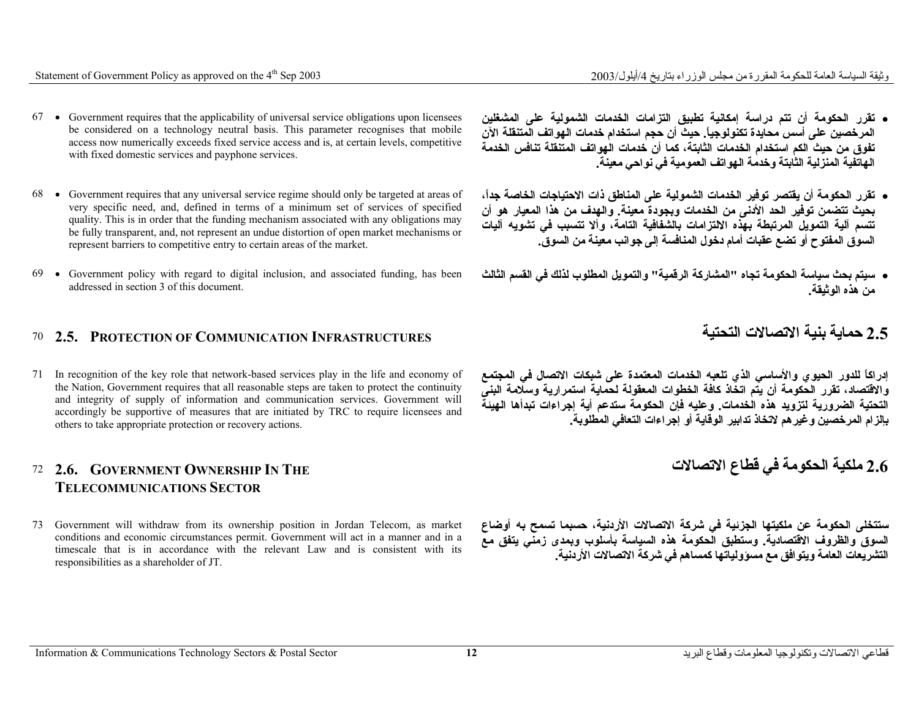67 • Government requires that the applicability of universal service obligations upon licensees be considered on a technology neutral basis. This parameter recognises that mobile access now numerically exceeds fixed service access and is, at certain levels, competitive with fixed domestic services and payphone services.

• تقرر الحكومة أن تتم دراسة إمكانية تطبيق التزامات الخدمات الشمولية على المشغلين المرخصين على أسس محايدة تكنولوجياً. حيث أن حجم استخدام خدمات الهواتف المتنقلة الآن تفوق من حيث الكم استخدام الخدمات الثابتة، كما أن خدمات الهواتف المتنقلة تنافس الخدمة الهاتفية المنزلية الثابتة وخدمة الهواتف العمومية في نواحي معينة.

68 • Government requires that any universal service regime should only be targeted at areas of very specific need, and, defined in terms of a minimum set of services of specified quality. This is in order that the funding mechanism associated with any obligations may be fully transparent, and, not represent an undue distortion of open market mechanisms or represent barriers to competitive entry to certain areas of the market.

• تقرر الحكومة أن يقتصر توفير الخدمات الشمولية على المناطق ذات الاحتياجات الخاصة جداً، بحيث تتضمن توفير الحد الأدنى من الخدمات وبجودة معينة. والهدف من هذا المعيار هو أن تتسم آلية التمويل المرتبطة بهذه الالتزامات بالشفافية التامة، وألا تتسبب في تشويه آليات السوق المفتوح أو تضع عقبات أمام دخول المنافسة إلى جوانب معينة من السوق.

69 • Government policy with regard to digital inclusion, and associated funding, has been addressed in section 3 of this document.

• سيتم بحث سياسة الحكومة تجاه "المشاركة الرقمية" والتمويل المطلوب لذلك في القسم الثالث من هذه الوثيقة.

## 70 2.5. PROTECTION OF COMMUNICATION INFRASTRUCTURES

## 2.5 حماية بنية الاتصالات التحتية

71 In recognition of the key role that network-based services play in the life and economy of the Nation, Government requires that all reasonable steps are taken to protect the continuity and integrity of supply of information and communication services. Government will accordingly be supportive of measures that are initiated by TRC to require licensees and others to take appropriate protection or recovery actions.

إدراكاً للدور الحيوي والأساسي الذي تلعبه الخدمات المعتمدة على شبكات الاتصال في المجتمع والاقتصاد، تقرر الحكومة أن يتم اتخاذ كافة الخطوات المعقولة لحماية استمرارية وسلامة البنى التحتية الضرورية لتزويد هذه الخدمات. وعليه فإن الحكومة ستدعم أية إجراءات تبدأها الهيئة بالزام المرخصين وغيرهم لاتخاذ تدابير الوقاية أو إجراءات التعافي المطلوبة.

## 72 2.6. GOVERNMENT OWNERSHIP IN THE TELECOMMUNICATIONS SECTOR

## 2.6 ملكية الحكومة في قطاع الاتصالات

73 Government will withdraw from its ownership position in Jordan Telecom, as market conditions and economic circumstances permit. Government will act in a manner and in a timescale that is in accordance with the relevant Law and is consistent with its responsibilities as a shareholder of JT.

ستتخلى الحكومة عن ملكيتها الجزئية في شركة الاتصالات الأردنية، حسبما تسمح به أوضاع السوق والظروف الاقتصادية. وستطبق الحكومة هذه السياسة بأسلوب وبمدى زمني يتفق مع التشريعات العامة ويتوافق مع مسؤولياتها كمساهم في شركة الاتصالات الأردنية.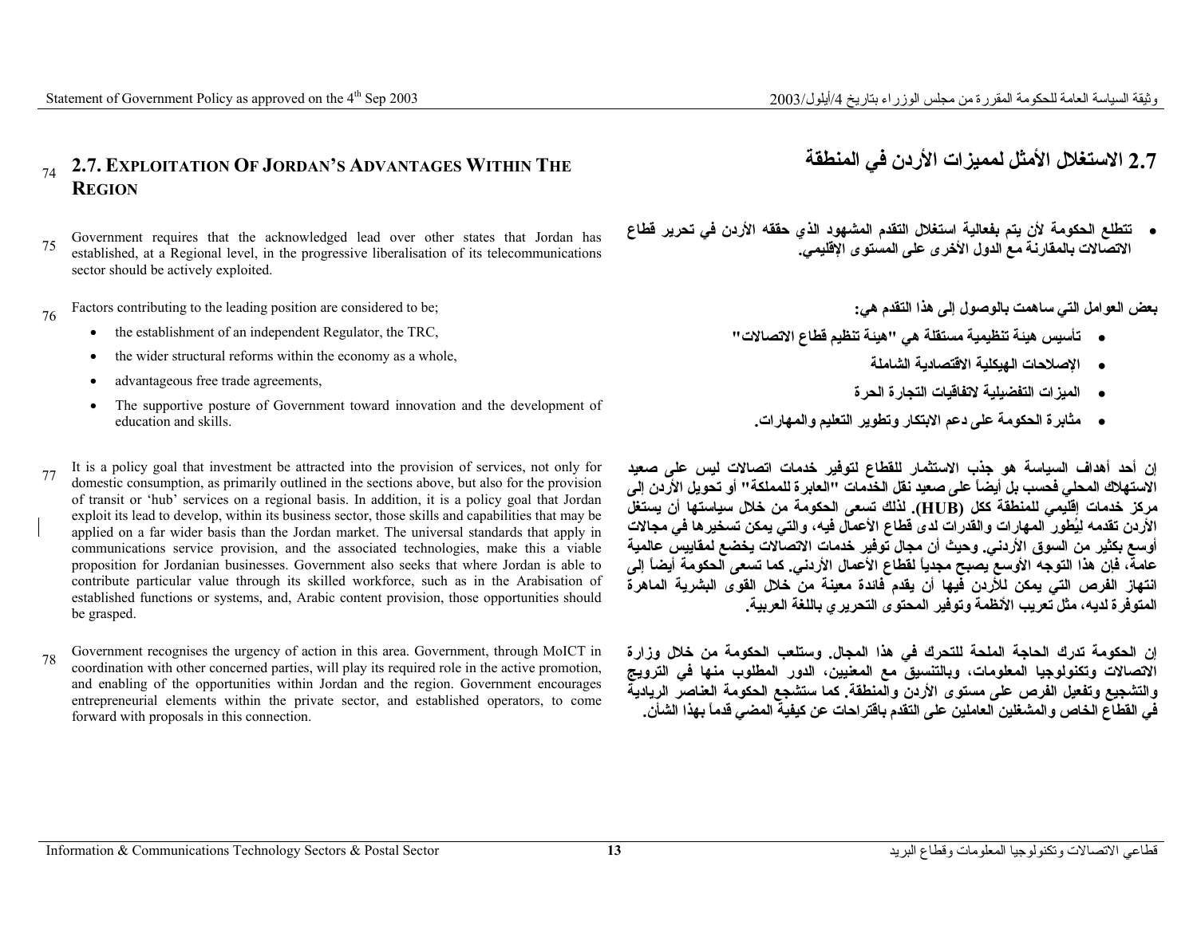## 2.7. Exploitation Of Jordan's Advantages Within The Region

75 Government requires that the acknowledged lead over other states that Jordan has established, at a Regional level, in the progressive liberalisation of its telecommunications sector should be actively exploited.

76 Factors contributing to the leading position are considered to be;

- the establishment of an independent Regulator, the TRC,
- the wider structural reforms within the economy as a whole,
- advantageous free trade agreements,
- The supportive posture of Government toward innovation and the development of education and skills.

77 It is a policy goal that investment be attracted into the provision of services, not only for domestic consumption, as primarily outlined in the sections above, but also for the provision of transit or 'hub' services on a regional basis. In addition, it is a policy goal that Jordan exploit its lead to develop, within its business sector, those skills and capabilities that may be applied on a far wider basis than the Jordan market. The universal standards that apply in communications service provision, and the associated technologies, make this a viable proposition for Jordanian businesses. Government also seeks that where Jordan is able to contribute particular value through its skilled workforce, such as in the Arabisation of established functions or systems, and, Arabic content provision, those opportunities should be grasped.

78 Government recognises the urgency of action in this area. Government, through MoICT in coordination with other concerned parties, will play its required role in the active promotion, and enabling of the opportunities within Jordan and the region. Government encourages entrepreneurial elements within the private sector, and established operators, to come forward with proposals in this connection.

## 2.7 الاستغلال الأمثل لمميزات الأردن في المنطقة

- تتطلع الحكومة لأن يتم بفعالية استغلال التقدم المشهود الذي حققه الأردن في تحرير قطاع الاتصالات بالمقارنة مع الدول الأخرى على المستوى الإقليمي.

بعض العوامل التي ساهمت بالوصول إلى هذا التقدم هي:

- تأسيس هيئة تنظيمية مستقلة هي "هيئة تنظيم قطاع الاتصالات"
- الإصلاحات الهيكلية الاقتصادية الشاملة
- الميزات التفضيلية لاتفاقيات التجارة الحرة
- مثابرة الحكومة على دعم الابتكار وتطوير التعليم والمهارات.

إن أحد أهداف السياسة هو جذب الاستثمار للقطاع لتوفير خدمات اتصالات ليس على صعيد الاستهلاك المحلي فحسب بل أيضاً على صعيد نقل الخدمات "العابرة للمملكة" أو تحويل الأردن إلى مركز خدمات إقليمي للمنطقة ككل (HUB). لذلك تسعى الحكومة من خلال سياساتها أن يستغل الأردن تقدمه ليُطور المهارات والقدرات لدى قطاع الأعمال فيه، والتي يمكن تسخيرها في مجالات أوسع بكثير من السوق الأردني. وحيث أن مجال توفير خدمات الاتصالات يخضع لمقاييس عالمية عامة، فإن هذا التوجه الأوسع يصبح مجدياً لقطاع الأعمال الأردني. كما تسعى الحكومة أيضاً إلى انتهاز الفرص التي يمكن للأردن فيها أن يقدم فائدة معينة من خلال القوى البشرية الماهرة المتوفرة لديه، مثل تعريب الأنظمة وتوفير المحتوى التحريري باللغة العربية.

إن الحكومة تدرك الحاجة الملحة للتحرك في هذا المجال. وستلعب الحكومة من خلال وزارة الاتصالات وتكنولوجيا المعلومات، وبالتنسيق مع المعنيين، الدور المطلوب منها في الترويج والتشجيع وتفعيل الفرص على مستوى الأردن والمنطقة. كما ستشجع الحكومة العناصر الريادية في القطاع الخاص والمشغلين العاملين على التقدم باقتراحات عن كيفية المضي قدماً بهذا الشأن.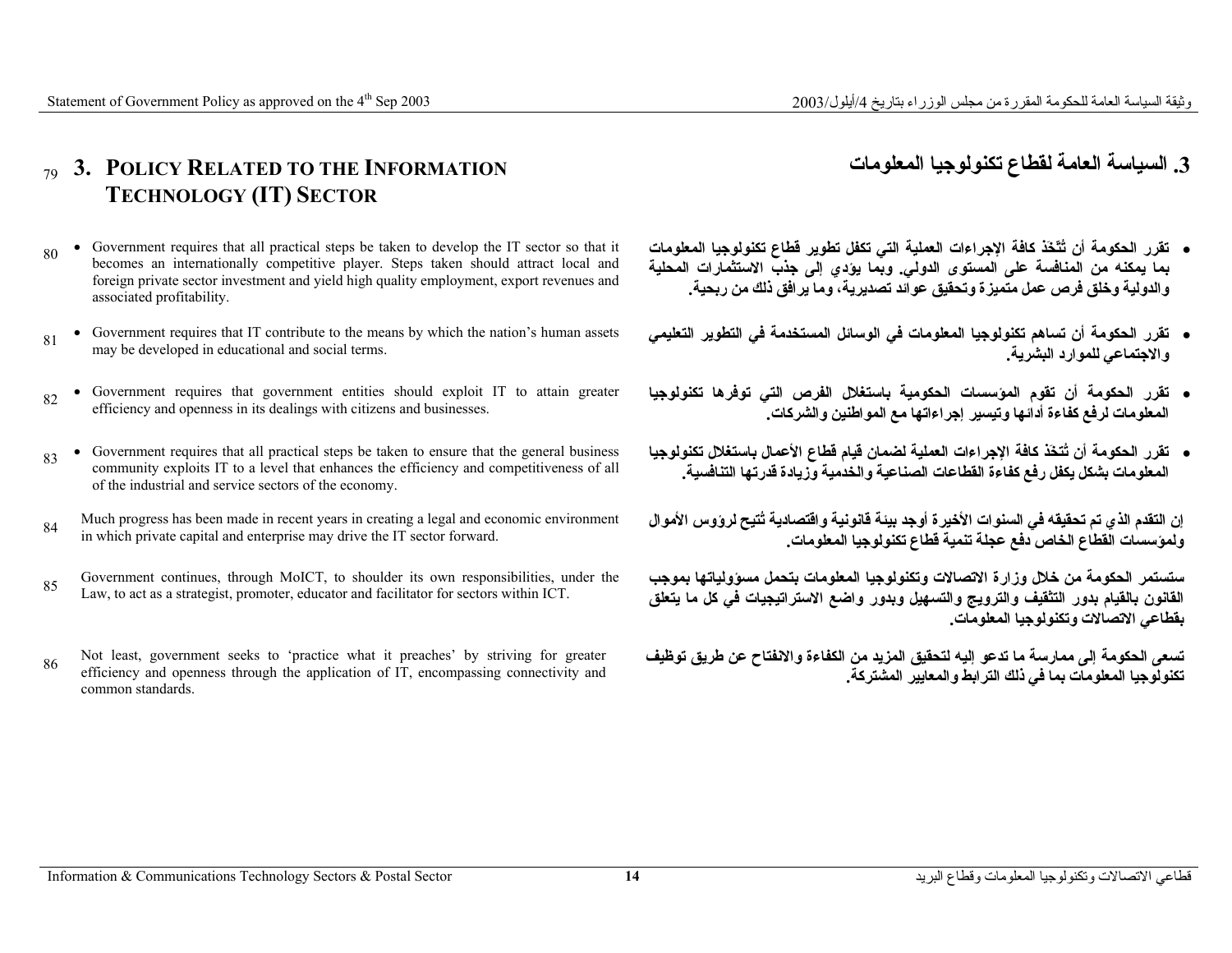## 79 3. POLICY RELATED TO THE INFORMATION TECHNOLOGY (IT) SECTOR

80 • Government requires that all practical steps be taken to develop the IT sector so that it becomes an internationally competitive player. Steps taken should attract local and foreign private sector investment and yield high quality employment, export revenues and associated profitability.

81 • Government requires that IT contribute to the means by which the nation's human assets may be developed in educational and social terms.

82 • Government requires that government entities should exploit IT to attain greater efficiency and openness in its dealings with citizens and businesses.

83 • Government requires that all practical steps be taken to ensure that the general business community exploits IT to a level that enhances the efficiency and competitiveness of all of the industrial and service sectors of the economy.

84 Much progress has been made in recent years in creating a legal and economic environment in which private capital and enterprise may drive the IT sector forward.

85 Government continues, through MoICT, to shoulder its own responsibilities, under the Law, to act as a strategist, promoter, educator and facilitator for sectors within ICT.

86 Not least, government seeks to 'practice what it preaches' by striving for greater efficiency and openness through the application of IT, encompassing connectivity and common standards.

## 3. السياسة العامة لقطاع تكنولوجيا المعلومات

- **تقرر الحكومة أن تُتَّخذ كافة الإجراءات العملية التي تكفل تطوير قطاع تكنولوجيا المعلومات بما يمكنه من المنافسة على المستوى الدولي. وبما يؤدي إلى جذب الاستثمارات المحلية والدولية وخلق فرص عمل متميزة وتحقيق عوائد تصديرية، وما يرافق ذلك من ربحية.**

- **تقرر الحكومة أن تساهم تكنولوجيا المعلومات في الوسائل المستخدمة في التطوير التعليمي والاجتماعي للموارد البشرية.**

- **تقرر الحكومة أن تقوم المؤسسات الحكومية باستغلال الفرص التي توفرها تكنولوجيا المعلومات لرفع كفاءة أدائها وتيسير إجراءاتها مع المواطنين والشركات.**

- **تقرر الحكومة أن تُتخذ كافة الإجراءات العملية لضمان قيام قطاع الأعمال باستغلال تكنولوجيا المعلومات بشكل يكفل رفع كفاءة القطاعات الصناعية والخدمية وزيادة قدرتها التنافسية.**

**إن التقدم الذي تم تحقيقه في السنوات الأخيرة أوجد بيئة قانونية واقتصادية تُتيح لرؤوس الأموال ولمؤسسات القطاع الخاص دفع عجلة تنمية قطاع تكنولوجيا المعلومات.**

**ستستمر الحكومة من خلال وزارة الاتصالات وتكنولوجيا المعلومات بتحمل مسؤولياتها بموجب القانون بالقيام بدور التثقيف والترويج والتسهيل وبدور واضع الاستراتيجيات في كل ما يتعلق بقطاعي الاتصالات وتكنولوجيا المعلومات.**

**تسعى الحكومة إلى ممارسة ما تدعو إليه لتحقيق المزيد من الكفاءة والانفتاح عن طريق توظيف تكنولوجيا المعلومات بما في ذلك الترابط والمعايير المشتركة.**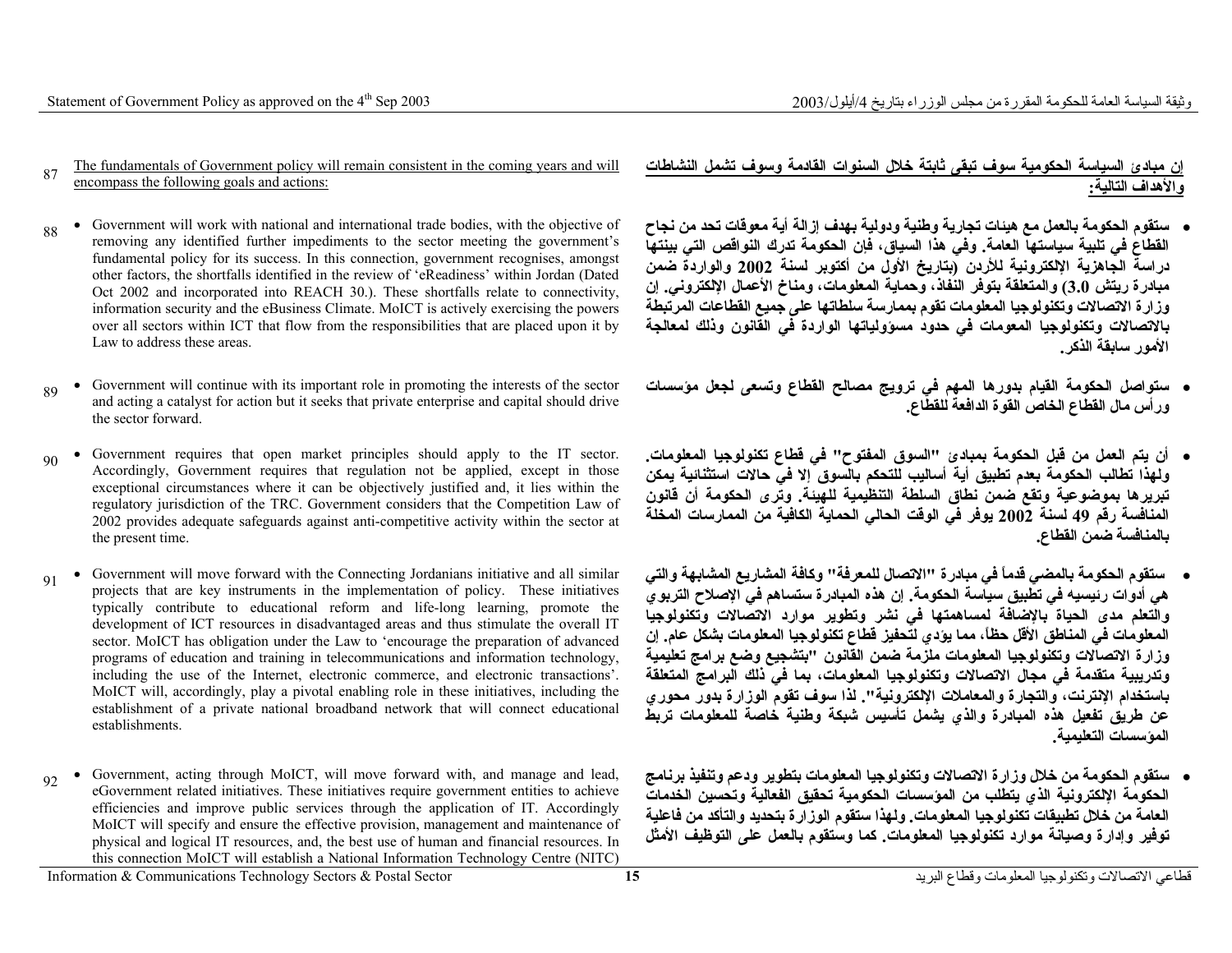87 <u>The fundamentals of Government policy will remain consistent in the coming years and will encompass the following goals and actions:</u>

<u>**إن مبادئ السياسة الحكومية سوف تبقى ثابتة خلال السنوات القادمة وسوف تشمل النشاطات والأهداف التالية:**</u>

88 • Government will work with national and international trade bodies, with the objective of removing any identified further impediments to the sector meeting the government's fundamental policy for its success. In this connection, government recognises, amongst other factors, the shortfalls identified in the review of 'eReadiness' within Jordan (Dated Oct 2002 and incorporated into REACH 30.). These shortfalls relate to connectivity, information security and the eBusiness Climate. MoICT is actively exercising the powers over all sectors within ICT that flow from the responsibilities that are placed upon it by Law to address these areas.

• **ستقوم الحكومة بالعمل مع هيئات تجارية وطنية ودولية بهدف إزالة أية معوقات تحد من نجاح القطاع في تلبية سياستها العامة. وفي هذا السياق، فإن الحكومة تدرك النواقص التي بينتها دراسة الجاهزية الإلكترونية للأردن (بتاريخ الأول من أكتوبر لسنة 2002 والواردة ضمن مبادرة ريتش 3.0) والمتعلقة بتوفر النفاذ، وحماية المعلومات، ومناخ الأعمال الإلكتروني. إن وزارة الاتصالات وتكنولوجيا المعلومات تقوم بممارسة سلطاتها على جميع القطاعات المرتبطة بالاتصالات وتكنولوجيا المعومات في حدود مسؤولياتها الواردة في القانون وذلك لمعالجة الأمور سابقة الذكر.**

89 • Government will continue with its important role in promoting the interests of the sector and acting a catalyst for action but it seeks that private enterprise and capital should drive the sector forward.

• **ستواصل الحكومة القيام بدورها المهم في ترويج مصالح القطاع وتسعى لجعل مؤسسات ورأس مال القطاع الخاص القوة الدافعة للقطاع.**

90 • Government requires that open market principles should apply to the IT sector. Accordingly, Government requires that regulation not be applied, except in those exceptional circumstances where it can be objectively justified and, it lies within the regulatory jurisdiction of the TRC. Government considers that the Competition Law of 2002 provides adequate safeguards against anti-competitive activity within the sector at the present time.

• **أن يتم العمل من قبل الحكومة بمبادئ "السوق المفتوح" في قطاع تكنولوجيا المعلومات. ولهذا تطالب الحكومة بعدم تطبيق أية أساليب للتحكم بالسوق إلا في حالات استثنائية يمكن تبريرها بموضوعية وتقع ضمن نطاق السلطة التنظيمية للهيئة. وترى الحكومة أن قانون المنافسة رقم 49 لسنة 2002 يوفر في الوقت الحالي الحماية الكافية من الممارسات المخلة بالمنافسة ضمن القطاع.**

91 • Government will move forward with the Connecting Jordanians initiative and all similar projects that are key instruments in the implementation of policy. These initiatives typically contribute to educational reform and life-long learning, promote the development of ICT resources in disadvantaged areas and thus stimulate the overall IT sector. MoICT has obligation under the Law to 'encourage the preparation of advanced programs of education and training in telecommunications and information technology, including the use of the Internet, electronic commerce, and electronic transactions'. MoICT will, accordingly, play a pivotal enabling role in these initiatives, including the establishment of a private national broadband network that will connect educational establishments.

• **ستقوم الحكومة بالمضي قدماً في مبادرة "الاتصال للمعرفة" وكافة المشاريع المشابهة والتي هي أدوات رئيسيه في تطبيق سياسة الحكومة. إن هذه المبادرة ستساهم في الإصلاح التربوي والتعلم مدى الحياة بالإضافة لمساهمتها في نشر وتطوير موارد الاتصالات وتكنولوجيا المعلومات في المناطق الأقل حظاً، مما يؤدي لتحفيز قطاع تكنولوجيا المعلومات بشكل عام. إن وزارة الاتصالات وتكنولوجيا المعلومات ملزمة ضمن القانون "بتشجيع وضع برامج تعليمية وتدريبية متقدمة في مجال الاتصالات وتكنولوجيا المعلومات، بما في ذلك البرامج المتعلقة باستخدام الإنترنت، والتجارة والمعاملات الإلكترونية". لذا سوف تقوم الوزارة بدور محوري عن طريق تفعيل هذه المبادرة والذي يشمل تأسيس شبكة وطنية خاصة للمعلومات تربط المؤسسات التعليمية.**

92 • Government, acting through MoICT, will move forward with, and manage and lead, eGovernment related initiatives. These initiatives require government entities to achieve efficiencies and improve public services through the application of IT. Accordingly MoICT will specify and ensure the effective provision, management and maintenance of physical and logical IT resources, and, the best use of human and financial resources. In this connection MoICT will establish a National Information Technology Centre (NITC)

• **ستقوم الحكومة من خلال وزارة الاتصالات وتكنولوجيا المعلومات بتطوير ودعم وتنفيذ برنامج الحكومة الإلكترونية الذي يتطلب من المؤسسات الحكومية تحقيق الفعالية وتحسين الخدمات العامة من خلال تطبيقات تكنولوجيا المعلومات. ولهذا ستقوم الوزارة بتحديد والتأكد من فاعلية توفير وإدارة وصيانة موارد تكنولوجيا المعلومات. كما وستقوم بالعمل على التوظيف الأمثل**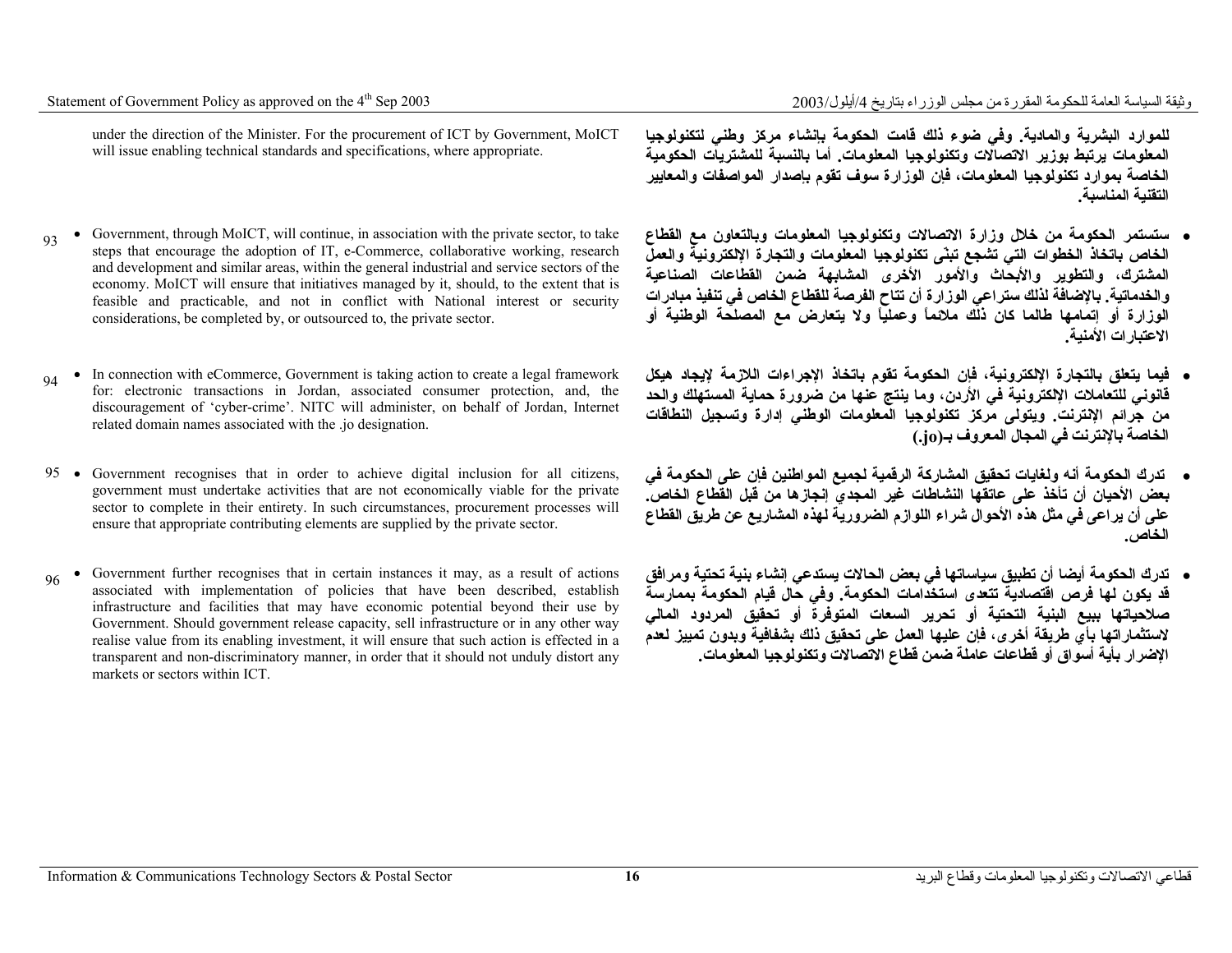under the direction of the Minister. For the procurement of ICT by Government, MoICT will issue enabling technical standards and specifications, where appropriate.

**للموارد البشرية والمادية. وفي ضوء ذلك قامت الحكومة بإنشاء مركز وطني لتكنولوجيا المعلومات يرتبط بوزير الاتصالات وتكنولوجيا المعلومات. أما بالنسبة للمشتريات الحكومية الخاصة بموارد تكنولوجيا المعلومات، فإن الوزارة سوف تقوم بإصدار المواصفات والمعايير التقنية المناسبة.**

93 • Government, through MoICT, will continue, in association with the private sector, to take steps that encourage the adoption of IT, e-Commerce, collaborative working, research and development and similar areas, within the general industrial and service sectors of the economy. MoICT will ensure that initiatives managed by it, should, to the extent that is feasible and practicable, and not in conflict with National interest or security considerations, be completed by, or outsourced to, the private sector.

- **ستستمر الحكومة من خلال وزارة الاتصالات وتكنولوجيا المعلومات وبالتعاون مع القطاع الخاص باتخاذ الخطوات التي تشجع تبنّي تكنولوجيا المعلومات والتجارة الإلكترونية والعمل المشترك، والتطوير والأبحاث والأمور الأخرى المشابهة ضمن القطاعات الصناعية والخدماتية. بالإضافة لذلك ستراعي الوزارة أن تتاح الفرصة للقطاع الخاص في تنفيذ مبادرات الوزارة أو إتمامها طالما كان ذلك ملائماً وعملياً ولا يتعارض مع المصلحة الوطنية أو الاعتبارات الأمنية.**

94 • In connection with eCommerce, Government is taking action to create a legal framework for: electronic transactions in Jordan, associated consumer protection, and, the discouragement of 'cyber-crime'. NITC will administer, on behalf of Jordan, Internet related domain names associated with the .jo designation.

- **فيما يتعلق بالتجارة الإلكترونية، فإن الحكومة تقوم باتخاذ الإجراءات اللازمة لإيجاد هيكل قانوني للتعاملات الإلكترونية في الأردن، وما ينتج عنها من ضرورة حماية المستهلك والحد من جرائم الإنترنت. ويتولى مركز تكنولوجيا المعلومات الوطني إدارة وتسجيل النطاقات الخاصة بالإنترنت في المجال المعروف بـ(.jo)**

95 • Government recognises that in order to achieve digital inclusion for all citizens, government must undertake activities that are not economically viable for the private sector to complete in their entirety. In such circumstances, procurement processes will ensure that appropriate contributing elements are supplied by the private sector.

- **تدرك الحكومة أنه ولغايات تحقيق المشاركة الرقمية لجميع المواطنين فإن على الحكومة في بعض الأحيان أن تأخذ على عاتقها النشاطات غير المجدي إنجازها من قبل القطاع الخاص. على أن يراعى في مثل هذه الأحوال شراء اللوازم الضرورية لهذه المشاريع عن طريق القطاع الخاص.**

96 • Government further recognises that in certain instances it may, as a result of actions associated with implementation of policies that have been described, establish infrastructure and facilities that may have economic potential beyond their use by Government. Should government release capacity, sell infrastructure or in any other way realise value from its enabling investment, it will ensure that such action is effected in a transparent and non-discriminatory manner, in order that it should not unduly distort any markets or sectors within ICT.

- **تدرك الحكومة أيضا أن تطبيق سياساتها في بعض الحالات يستدعي إنشاء بنية تحتية ومرافق قد يكون لها فرص اقتصادية تتعدى استخدامات الحكومة. وفي حال قيام الحكومة بممارسة صلاحياتها ببيع البنية التحتية أو تحرير السعات المتوفرة أو تحقيق المردود المالي لاستثماراتها بأي طريقة أخرى، فإن عليها العمل على تحقيق ذلك بشفافية وبدون تمييز لعدم الإضرار بأية أسواق أو قطاعات عاملة ضمن قطاع الاتصالات وتكنولوجيا المعلومات.**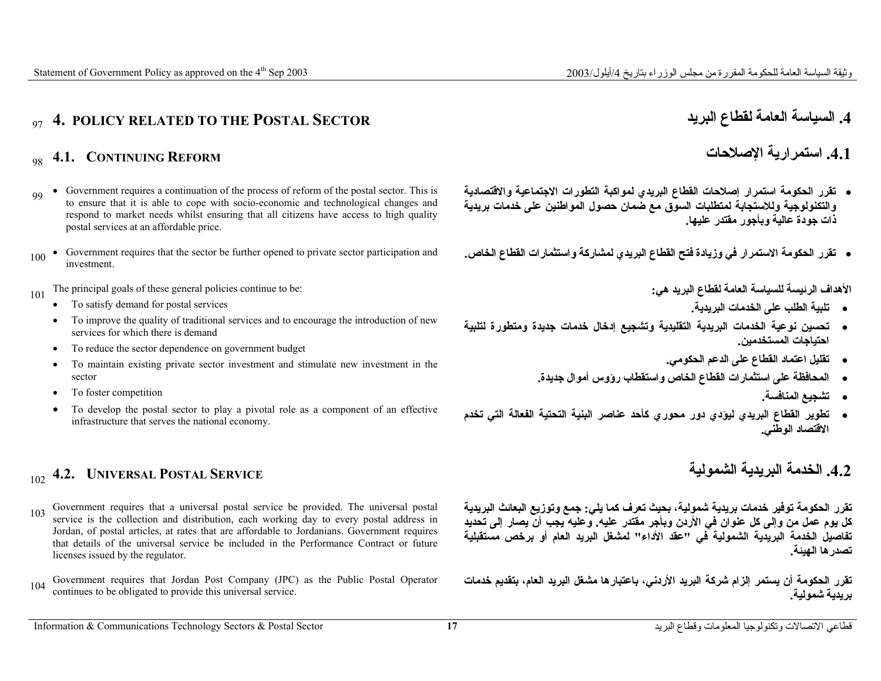# 4. POLICY RELATED TO THE POSTAL SECTOR

## 4.1. CONTINUING REFORM

- Government requires a continuation of the process of reform of the postal sector. This is to ensure that it is able to cope with socio-economic and technological changes and respond to market needs whilst ensuring that all citizens have access to high quality postal services at an affordable price.
- Government requires that the sector be further opened to private sector participation and investment.

The principal goals of these general policies continue to be:

- To satisfy demand for postal services
- To improve the quality of traditional services and to encourage the introduction of new services for which there is demand
- To reduce the sector dependence on government budget
- To maintain existing private sector investment and stimulate new investment in the sector
- To foster competition
- To develop the postal sector to play a pivotal role as a component of an effective infrastructure that serves the national economy.

## 4.2. UNIVERSAL POSTAL SERVICE

Government requires that a universal postal service be provided. The universal postal service is the collection and distribution, each working day to every postal address in Jordan, of postal articles, at rates that are affordable to Jordanians. Government requires that details of the universal service be included in the Performance Contract or future licenses issued by the regulator.

Government requires that Jordan Post Company (JPC) as the Public Postal Operator continues to be obligated to provide this universal service.

# 4. السياسة العامة لقطاع البريد

## 4.1. استمرارية الإصلاحات

- تقرر الحكومة استمرار إصلاحات القطاع البريدي لمواكبة التطورات الاجتماعية والاقتصادية والتكنولوجية وللاستجابة لمتطلبات السوق مع ضمان حصول المواطنين على خدمات بريدية ذات جودة عالية وبأجور مقتدر عليها.
- تقرر الحكومة الاستمرار في وزيادة فتح القطاع البريدي لمشاركة واستثمارات القطاع الخاص.

الأهداف الرئيسة للسياسة العامة لقطاع البريد هي:

- تلبية الطلب على الخدمات البريدية.
- تحسين نوعية الخدمات البريدية التقليدية وتشجيع إدخال خدمات جديدة ومتطورة لتلبية احتياجات المستخدمين.
- تقليل اعتماد القطاع على الدعم الحكومي.
- المحافظة على استثمارات القطاع الخاص واستقطاب رؤوس أموال جديدة.
- تشجيع المنافسة.
- تطوير القطاع البريدي ليؤدي دور محوري كأحد عناصر البنية التحتية الفعالة التي تخدم الاقتصاد الوطني.

## 4.2. الخدمة البريدية الشمولية

تقرر الحكومة توفير خدمات بريدية شمولية، بحيث تعرف كما يلي: جمع وتوزيع البعائث البريدية كل يوم عمل من وإلى كل عنوان في الأردن وبأجر مقتدر عليه. وعليه يجب أن يصار إلى تحديد تفاصيل الخدمة البريدية الشمولية في "عقد الأداء" لمشغل البريد العام أو برخص مستقبلية تصدرها الهيئة.

تقرر الحكومة أن يستمر إلزام شركة البريد الأردني، باعتبارها مشغل البريد العام، بتقديم خدمات بريدية شمولية.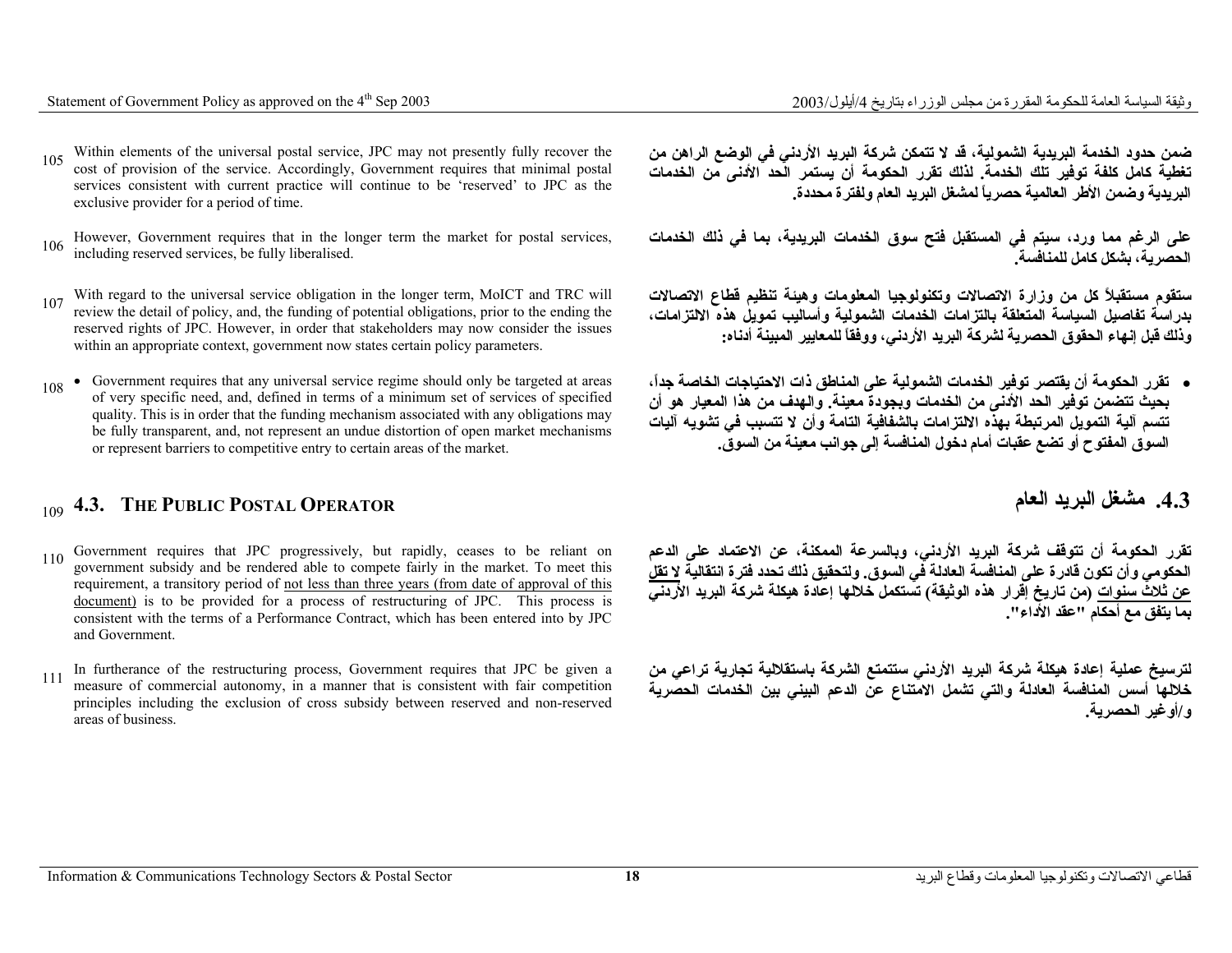105 Within elements of the universal postal service, JPC may not presently fully recover the cost of provision of the service. Accordingly, Government requires that minimal postal services consistent with current practice will continue to be 'reserved' to JPC as the exclusive provider for a period of time.

**ضمن حدود الخدمة البريدية الشمولية، قد لا تتمكن شركة البريد الأردني في الوضع الراهن من تغطية كامل كلفة توفير تلك الخدمة. لذلك تقرر الحكومة أن يستمر الحد الأدنى من الخدمات البريدية وضمن الأطر العالمية حصرياً لمشغل البريد العام ولفترة محددة.**

106 However, Government requires that in the longer term the market for postal services, including reserved services, be fully liberalised.

**على الرغم مما ورد، سيتم في المستقبل فتح سوق الخدمات البريدية، بما في ذلك الخدمات الحصرية، بشكل كامل للمنافسة.**

107 With regard to the universal service obligation in the longer term, MoICT and TRC will review the detail of policy, and, the funding of potential obligations, prior to the ending the reserved rights of JPC. However, in order that stakeholders may now consider the issues within an appropriate context, government now states certain policy parameters.

**ستقوم مستقبلاً كل من وزارة الاتصالات وتكنولوجيا المعلومات وهيئة تنظيم قطاع الاتصالات بدراسة تفاصيل السياسة المتعلقة بالتزامات الخدمات الشمولية وأساليب تمويل هذه الالتزامات، وذلك قبل إنهاء الحقوق الحصرية لشركة البريد الأردني، ووفقاً للمعايير المبينة أدناه:**

108
- Government requires that any universal service regime should only be targeted at areas of very specific need, and, defined in terms of a minimum set of services of specified quality. This is in order that the funding mechanism associated with any obligations may be fully transparent, and, not represent an undue distortion of open market mechanisms or represent barriers to competitive entry to certain areas of the market.

- **تقرر الحكومة أن يقتصر توفير الخدمات الشمولية على المناطق ذات الاحتياجات الخاصة جداً، بحيث تتضمن توفير الحد الأدنى من الخدمات وبجودة معينة. والهدف من هذا المعيار هو أن تتسم آلية التمويل المرتبطة بهذه الالتزامات بالشفافية التامة وأن لا تتسبب في تشويه آليات السوق المفتوح أو تضع عقبات أمام دخول المنافسة إلى جوانب معينة من السوق.**

## 109 4.3. The Public Postal Operator

## 4.3. مشغل البريد العام

110 Government requires that JPC progressively, but rapidly, ceases to be reliant on government subsidy and be rendered able to compete fairly in the market. To meet this requirement, a transitory period of <u>not less than three years (from date of approval of this document)</u> is to be provided for a process of restructuring of JPC. This process is consistent with the terms of a Performance Contract, which has been entered into by JPC and Government.

**تقرر الحكومة أن تتوقف شركة البريد الأردني، وبالسرعة الممكنة، عن الاعتماد على الدعم الحكومي وأن تكون قادرة على المنافسة العادلة في السوق. ولتحقيق ذلك تحدد فترة انتقالية <u>لا تقل عن ثلاث سنوات</u> (من تاريخ إقرار هذه الوثيقة) تستكمل خلالها إعادة هيكلة شركة البريد الأردني بما يتفق مع أحكام "عقد الأداء".**

111 In furtherance of the restructuring process, Government requires that JPC be given a measure of commercial autonomy, in a manner that is consistent with fair competition principles including the exclusion of cross subsidy between reserved and non-reserved areas of business.

**لترسيخ عملية إعادة هيكلة شركة البريد الأردني ستتمتع الشركة باستقلالية تجارية تراعي من خلالها أسس المنافسة العادلة والتي تشمل الامتناع عن الدعم البيني بين الخدمات الحصرية و/أوغير الحصرية.**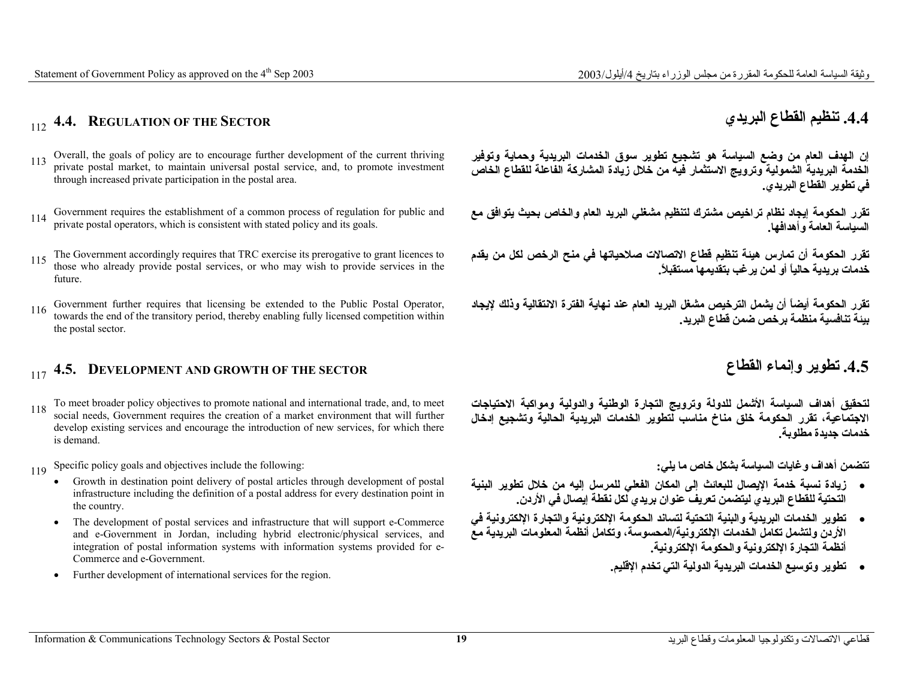## 112 4.4. REGULATION OF THE SECTOR

## 4.4. تنظيم القطاع البريدي

113 Overall, the goals of policy are to encourage further development of the current thriving private postal market, to maintain universal postal service, and, to promote investment through increased private participation in the postal area.

إن الهدف العام من وضع السياسة هو تشجيع تطوير سوق الخدمات البريدية وحماية وتوفير الخدمة البريدية الشمولية وترويج الاستثمار فيه من خلال زيادة المشاركة الفاعلة للقطاع الخاص في تطوير القطاع البريدي.

114 Government requires the establishment of a common process of regulation for public and private postal operators, which is consistent with stated policy and its goals.

تقرر الحكومة إيجاد نظام تراخيص مشترك لتنظيم مشغلي البريد العام والخاص بحيث يتوافق مع السياسة العامة وأهدافها.

115 The Government accordingly requires that TRC exercise its prerogative to grant licences to those who already provide postal services, or who may wish to provide services in the future.

تقرر الحكومة أن تمارس هيئة تنظيم قطاع الاتصالات صلاحياتها في منح الرخص لكل من يقدم خدمات بريدية حالياً أو لمن يرغب بتقديمها مستقبلاً.

116 Government further requires that licensing be extended to the Public Postal Operator, towards the end of the transitory period, thereby enabling fully licensed competition within the postal sector.

تقرر الحكومة أيضاً أن يشمل الترخيص مشغل البريد العام عند نهاية الفترة الانتقالية وذلك لإيجاد بيئة تنافسية منظمة برخص ضمن قطاع البريد.

## 117 4.5. DEVELOPMENT AND GROWTH OF THE SECTOR

## 4.5. تطوير وإنماء القطاع

118 To meet broader policy objectives to promote national and international trade, and, to meet social needs, Government requires the creation of a market environment that will further develop existing services and encourage the introduction of new services, for which there is demand.

لتحقيق أهداف السياسة الأشمل للدولة وترويج التجارة الوطنية والدولية ومواكبة الاحتياجات الاجتماعية، تقرر الحكومة خلق مناخ مناسب لتطوير الخدمات البريدية الحالية وتشجيع إدخال خدمات جديدة مطلوبة.

119 Specific policy goals and objectives include the following:

- Growth in destination point delivery of postal articles through development of postal infrastructure including the definition of a postal address for every destination point in the country.
- The development of postal services and infrastructure that will support e-Commerce and e-Government in Jordan, including hybrid electronic/physical services, and integration of postal information systems with information systems provided for e-Commerce and e-Government.
- Further development of international services for the region.

تتضمن أهداف وغايات السياسة بشكل خاص ما يلي:

- زيادة نسبة خدمة الإيصال للبعائث إلى المكان الفعلي للمرسل إليه من خلال تطوير البنية التحتية للقطاع البريدي ليتضمن تعريف عنوان بريدي لكل نقطة إيصال في الأردن.
- تطوير الخدمات البريدية والبنية التحتية لتساند الحكومة الإلكترونية والتجارة الإلكترونية في الأردن ولتشمل تكامل الخدمات الإلكترونية/المحسوسة، وتكامل أنظمة المعلومات البريدية مع أنظمة التجارة الإلكترونية والحكومة الإلكترونية.
- تطوير وتوسيع الخدمات البريدية الدولية التي تخدم الإقليم.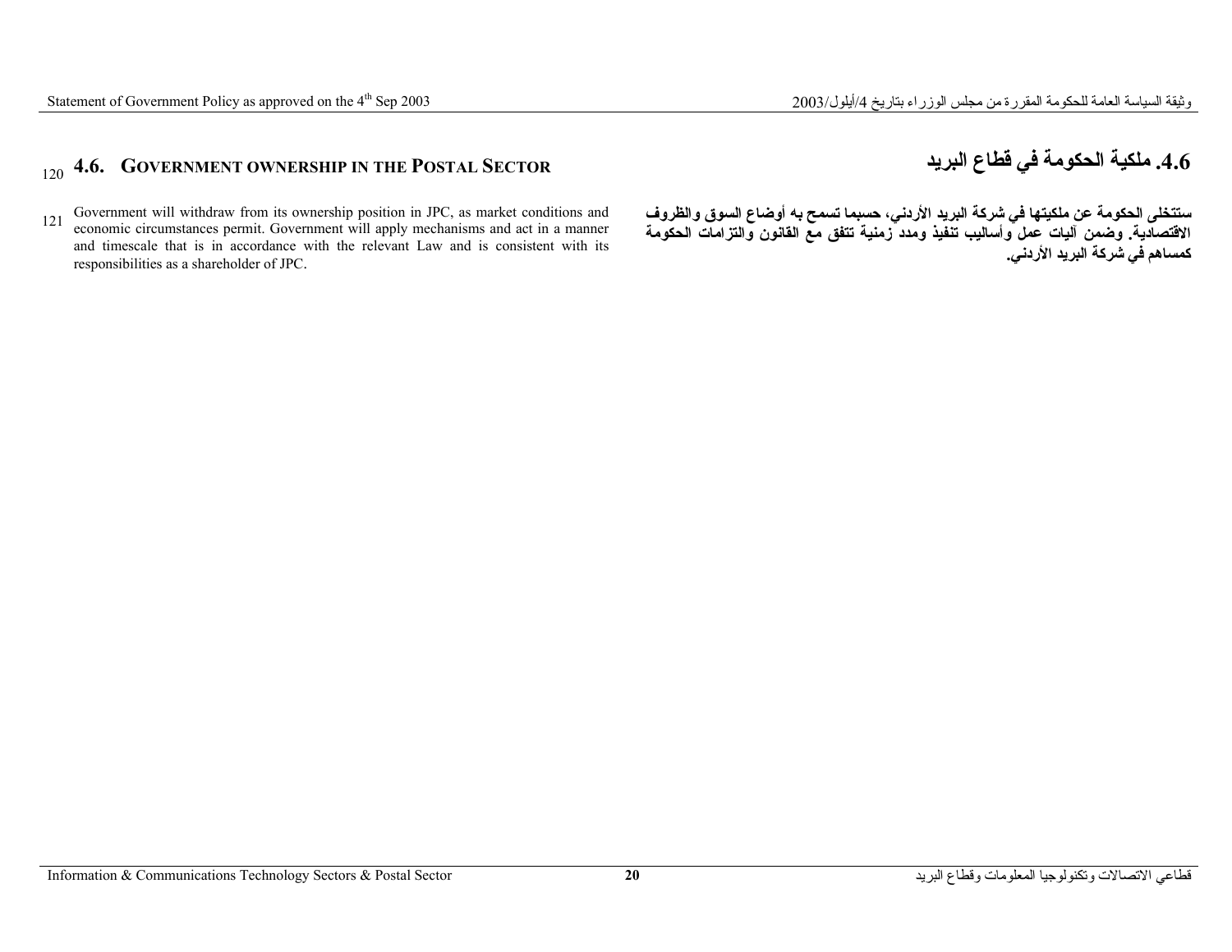120 **4.6. GOVERNMENT OWNERSHIP IN THE POSTAL SECTOR**

121 Government will withdraw from its ownership position in JPC, as market conditions and economic circumstances permit. Government will apply mechanisms and act in a manner and timescale that is in accordance with the relevant Law and is consistent with its responsibilities as a shareholder of JPC.

## 4.6. ملكية الحكومة في قطاع البريد

**ستتخلى الحكومة عن ملكيتها في شركة البريد الأردني، حسبما تسمح به أوضاع السوق والظروف الاقتصادية. وضمن آليات عمل وأساليب تنفيذ ومدد زمنية تتفق مع القانون والتزامات الحكومة كمساهم في شركة البريد الأردني.**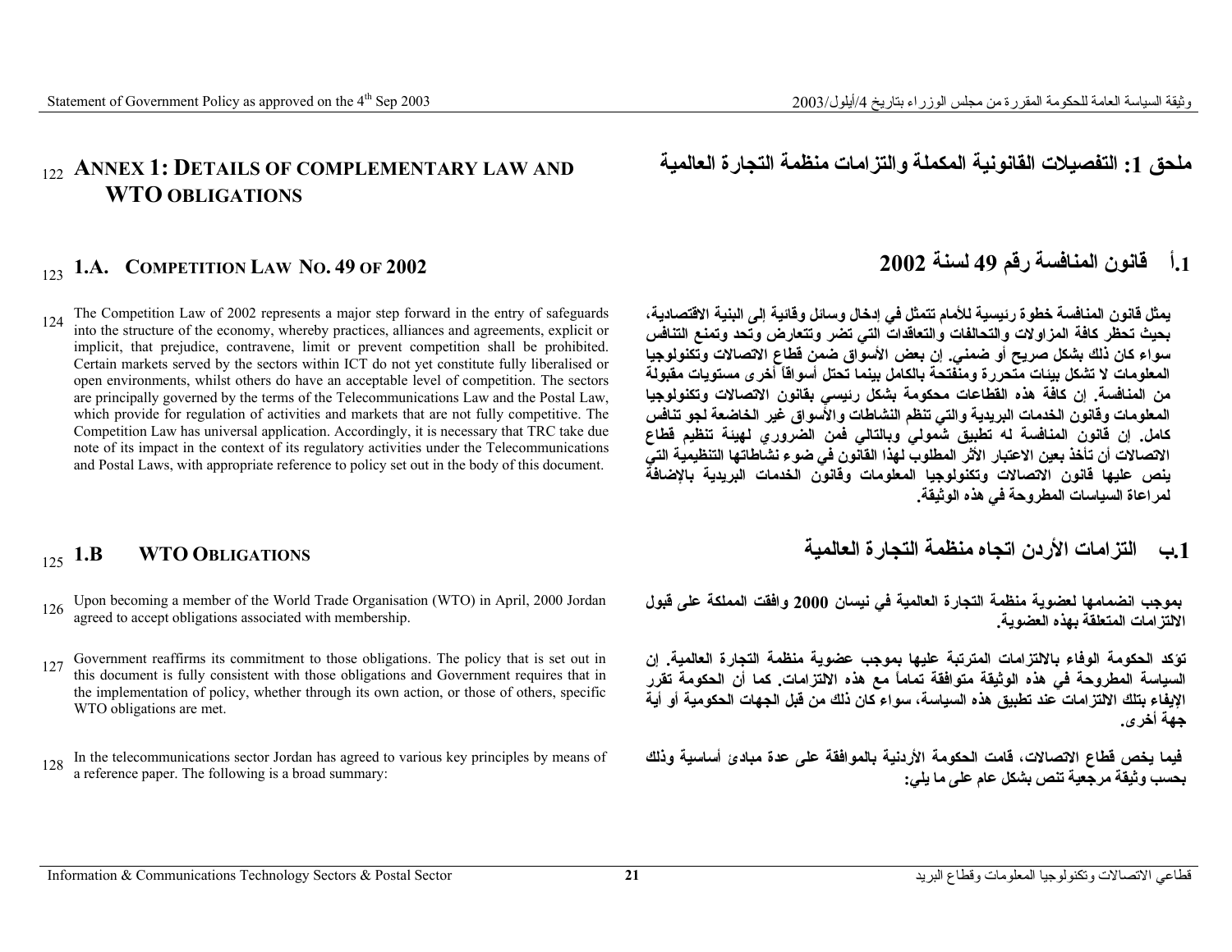## 122 ANNEX 1: DETAILS OF COMPLEMENTARY LAW AND WTO OBLIGATIONS

## ملحق 1: التفصيلات القانونية المكملة والتزامات منظمة التجارة العالمية

### 123 1.A. COMPETITION LAW NO. 49 OF 2002

### 1.أ قانون المنافسة رقم 49 لسنة 2002

124 The Competition Law of 2002 represents a major step forward in the entry of safeguards into the structure of the economy, whereby practices, alliances and agreements, explicit or implicit, that prejudice, contravene, limit or prevent competition shall be prohibited. Certain markets served by the sectors within ICT do not yet constitute fully liberalised or open environments, whilst others do have an acceptable level of competition. The sectors are principally governed by the terms of the Telecommunications Law and the Postal Law, which provide for regulation of activities and markets that are not fully competitive. The Competition Law has universal application. Accordingly, it is necessary that TRC take due note of its impact in the context of its regulatory activities under the Telecommunications and Postal Laws, with appropriate reference to policy set out in the body of this document.

يمثل قانون المنافسة خطوة رئيسية للأمام تتمثل في إدخال وسائل وقائية إلى البنية الاقتصادية، بحيث تحظر كافة المزاولات والتحالفات والتعاقدات التي تضر وتتعارض وتحد وتمنع التنافس سواء كان ذلك بشكل صريح أو ضمني. إن بعض الأسواق ضمن قطاع الاتصالات وتكنولوجيا المعلومات لا تشكل بيئات متحررة ومنفتحة بالكامل بينما تحتل أسواقاً أخرى مستويات مقبولة من المنافسة. إن كافة هذه القطاعات محكومة بشكل رئيسي بقانون الاتصالات وتكنولوجيا المعلومات وقانون الخدمات البريدية والتي تنظم النشاطات والأسواق غير الخاضعة لجو تنافس كامل. إن قانون المنافسة له تطبيق شمولي وبالتالي فمن الضروري لهيئة تنظيم قطاع الاتصالات أن تأخذ بعين الاعتبار الأثر المطلوب لهذا القانون في ضوء نشاطاتها التنظيمية التي ينص عليها قانون الاتصالات وتكنولوجيا المعلومات وقانون الخدمات البريدية بالإضافة لمراعاة السياسات المطروحة في هذه الوثيقة.

### 125 1.B WTO OBLIGATIONS

### 1.ب التزامات الأردن اتجاه منظمة التجارة العالمية

126 Upon becoming a member of the World Trade Organisation (WTO) in April, 2000 Jordan agreed to accept obligations associated with membership.

بموجب انضمامها لعضوية منظمة التجارة العالمية في نيسان 2000 وافقت المملكة على قبول الالتزامات المتعلقة بهذه العضوية.

127 Government reaffirms its commitment to those obligations. The policy that is set out in this document is fully consistent with those obligations and Government requires that in the implementation of policy, whether through its own action, or those of others, specific WTO obligations are met.

تؤكد الحكومة الوفاء بالالتزامات المترتبة عليها بموجب عضوية منظمة التجارة العالمية. إن السياسة المطروحة في هذه الوثيقة متوافقة تماماً مع هذه الالتزامات. كما أن الحكومة تقرر الإيفاء بتلك الالتزامات عند تطبيق هذه السياسة، سواء كان ذلك من قبل الجهات الحكومية أو أية جهة أخرى.

128 In the telecommunications sector Jordan has agreed to various key principles by means of a reference paper. The following is a broad summary:

فيما يخص قطاع الاتصالات، قامت الحكومة الأردنية بالموافقة على عدة مبادئ أساسية وذلك بحسب وثيقة مرجعية تنص بشكل عام على ما يلي: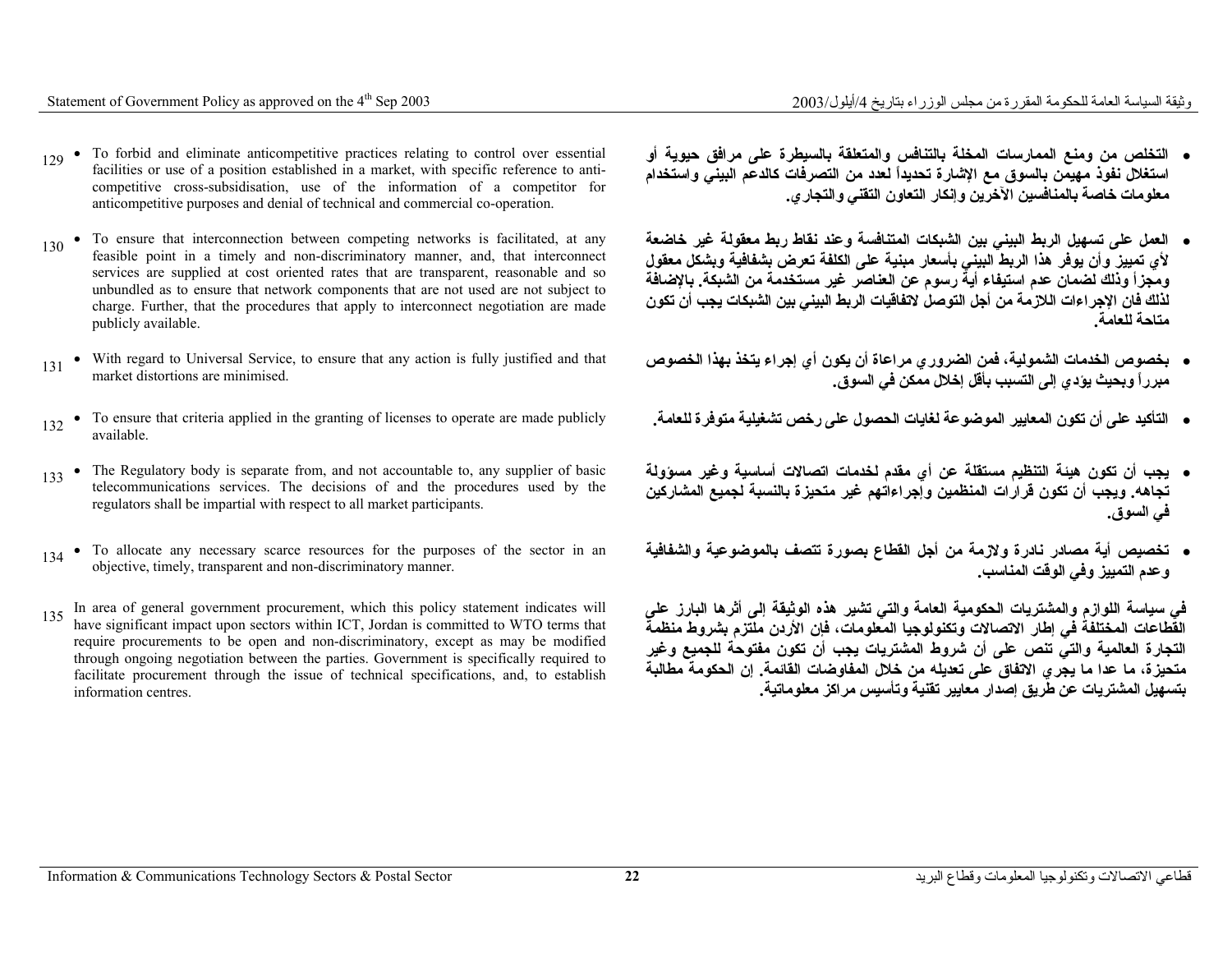129 • To forbid and eliminate anticompetitive practices relating to control over essential facilities or use of a position established in a market, with specific reference to anti-competitive cross-subsidisation, use of the information of a competitor for anticompetitive purposes and denial of technical and commercial co-operation.

130 • To ensure that interconnection between competing networks is facilitated, at any feasible point in a timely and non-discriminatory manner, and, that interconnect services are supplied at cost oriented rates that are transparent, reasonable and so unbundled as to ensure that network components that are not used are not subject to charge. Further, that the procedures that apply to interconnect negotiation are made publicly available.

131 • With regard to Universal Service, to ensure that any action is fully justified and that market distortions are minimised.

132 • To ensure that criteria applied in the granting of licenses to operate are made publicly available.

133 • The Regulatory body is separate from, and not accountable to, any supplier of basic telecommunications services. The decisions of and the procedures used by the regulators shall be impartial with respect to all market participants.

134 • To allocate any necessary scarce resources for the purposes of the sector in an objective, timely, transparent and non-discriminatory manner.

135 In area of general government procurement, which this policy statement indicates will have significant impact upon sectors within ICT, Jordan is committed to WTO terms that require procurements to be open and non-discriminatory, except as may be modified through ongoing negotiation between the parties. Government is specifically required to facilitate procurement through the issue of technical specifications, and, to establish information centres.

- **التخلص من ومنع الممارسات المخلة بالتنافس والمتعلقة بالسيطرة على مرافق حيوية أو استغلال نفوذ مهيمن بالسوق مع الإشارة تحديداً لعدد من التصرفات كالدعم البيني واستخدام معلومات خاصة بالمنافسين الآخرين وإنكار التعاون التقني والتجاري.**

- **العمل على تسهيل الربط البيني بين الشبكات المتنافسة وعند نقاط ربط معقولة غير خاضعة لأي تمييز وأن يوفر هذا الربط البيني بأسعار مبنية على الكلفة تعرض بشفافية وبشكل معقول ومجزأ وذلك لضمان عدم استيفاء أية رسوم عن العناصر غير مستخدمة من الشبكة. بالإضافة لذلك فان الإجراءات اللازمة من أجل التوصل لاتفاقيات الربط البيني بين الشبكات يجب أن تكون متاحة للعامة.**

- **بخصوص الخدمات الشمولية، فمن الضروري مراعاة أن يكون أي إجراء يتخذ بهذا الخصوص مبرراً وبحيث يؤدي إلى التسبب بأقل إخلال ممكن في السوق.**

- **التأكيد على أن تكون المعايير الموضوعة لغايات الحصول على رخص تشغيلية متوفرة للعامة.**

- **يجب أن تكون هيئة التنظيم مستقلة عن أي مقدم لخدمات اتصالات أساسية وغير مسؤولة تجاهه. ويجب أن تكون قرارات المنظمين وإجراءاتهم غير متحيزة بالنسبة لجميع المشاركين في السوق.**

- **تخصيص أية مصادر نادرة ولازمة من أجل القطاع بصورة تتصف بالموضوعية والشفافية وعدم التمييز وفي الوقت المناسب.**

**في سياسة اللوازم والمشتريات الحكومية العامة والتي تشير هذه الوثيقة إلى أثرها البارز على القطاعات المختلفة في إطار الاتصالات وتكنولوجيا المعلومات، فإن الأردن ملتزم بشروط منظمة التجارة العالمية والتي تنص على أن شروط المشتريات يجب أن تكون مفتوحة للجميع وغير متحيزة، ما عدا ما يجري الاتفاق على تعديله من خلال المفاوضات القائمة. إن الحكومة مطالبة بتسهيل المشتريات عن طريق إصدار معايير تقنية وتأسيس مراكز معلوماتية.**